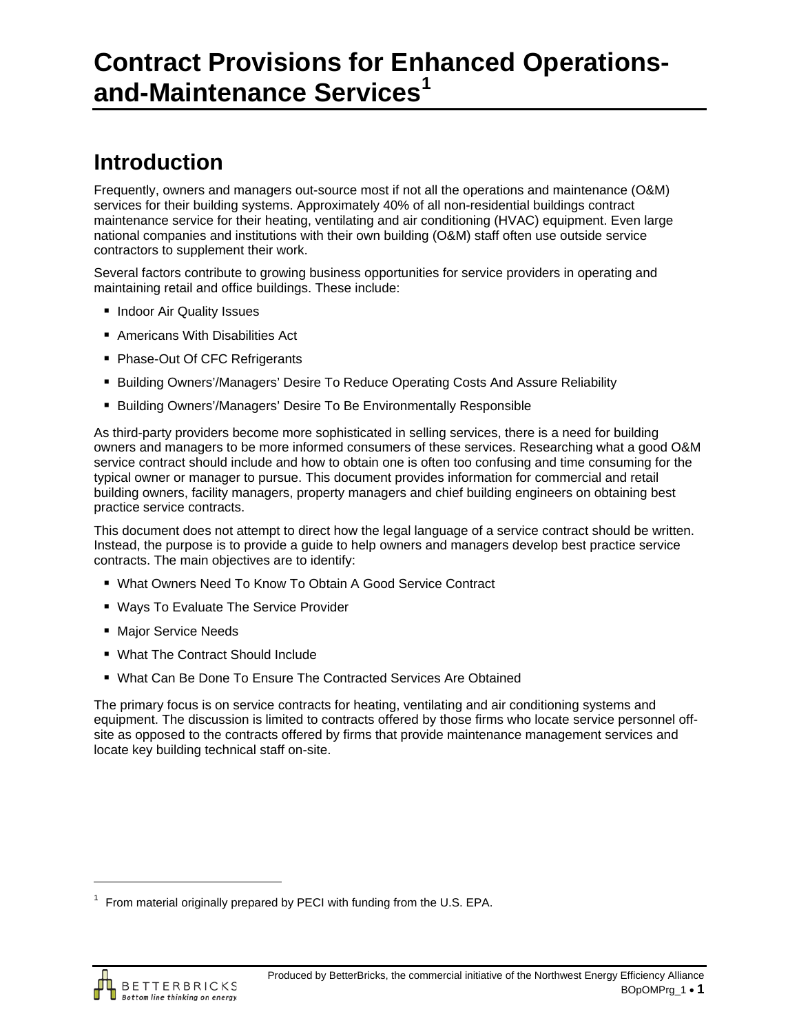# Contract Provisions for Enhanced Operations-and-Maintenance Services[1]

## Introduction

Frequently, owners and managers out-source most if not all the operations and maintenance (O&M) services for their building systems. Approximately 40% of all non-residential buildings contract maintenance service for their heating, ventilating and air conditioning (HVAC) equipment. Even large national companies and institutions with their own building (O&M) staff often use outside service contractors to supplement their work.

Several factors contribute to growing business opportunities for service providers in operating and maintaining retail and office buildings. These include:

- Indoor Air Quality Issues
- Americans With Disabilities Act
- Phase-Out Of CFC Refrigerants
- Building Owners'/Managers' Desire To Reduce Operating Costs And Assure Reliability
- Building Owners'/Managers' Desire To Be Environmentally Responsible

As third-party providers become more sophisticated in selling services, there is a need for building owners and managers to be more informed consumers of these services. Researching what a good O&M service contract should include and how to obtain one is often too confusing and time consuming for the typical owner or manager to pursue. This document provides information for commercial and retail building owners, facility managers, property managers and chief building engineers on obtaining best practice service contracts.

This document does not attempt to direct how the legal language of a service contract should be written. Instead, the purpose is to provide a guide to help owners and managers develop best practice service contracts. The main objectives are to identify:

- What Owners Need To Know To Obtain A Good Service Contract
- Ways To Evaluate The Service Provider
- Major Service Needs
- What The Contract Should Include
- What Can Be Done To Ensure The Contracted Services Are Obtained

The primary focus is on service contracts for heating, ventilating and air conditioning systems and equipment. The discussion is limited to contracts offered by those firms who locate service personnel off-site as opposed to the contracts offered by firms that provide maintenance management services and locate key building technical staff on-site.

---

[1] From material originally prepared by PECI with funding from the U.S. EPA.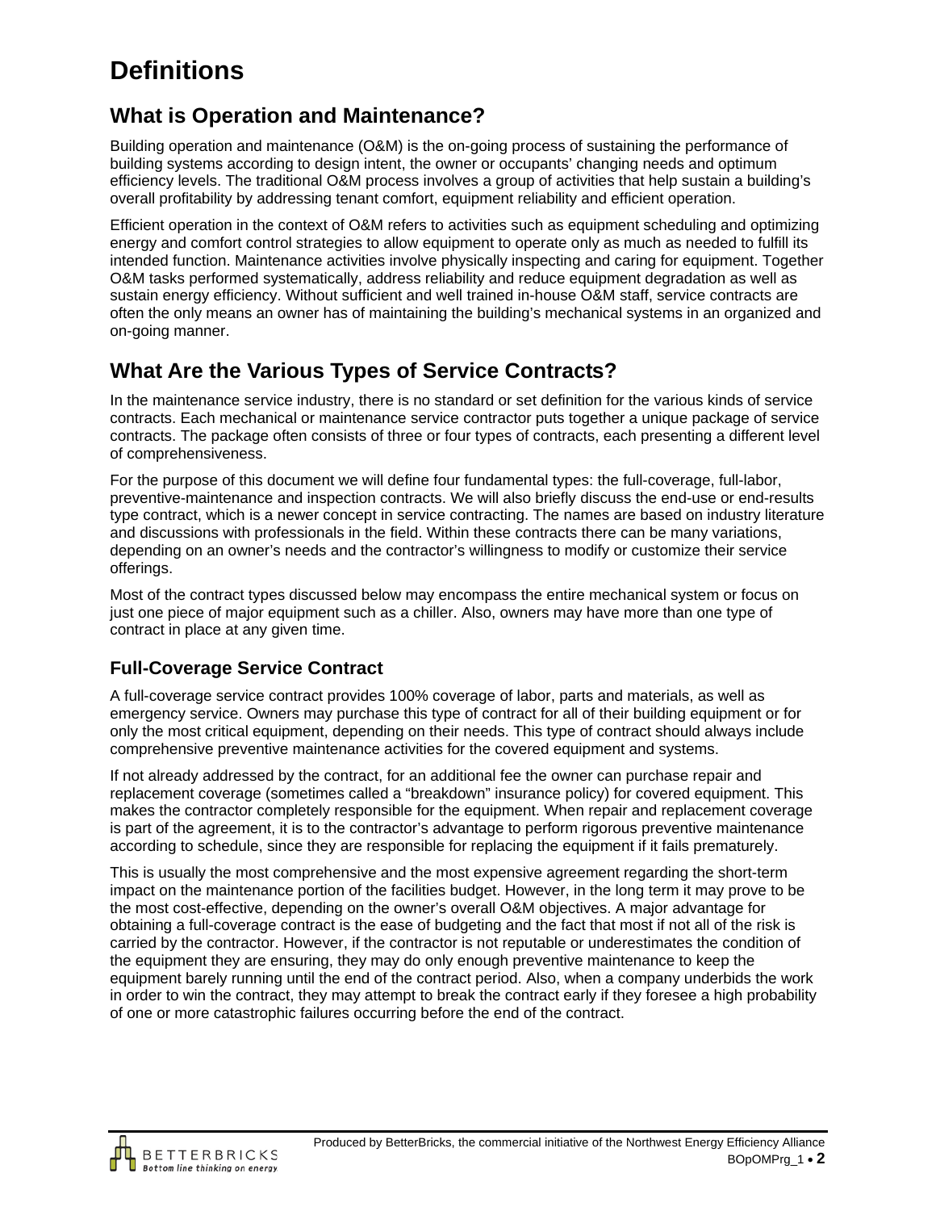# Definitions

## What is Operation and Maintenance?

Building operation and maintenance (O&M) is the on-going process of sustaining the performance of building systems according to design intent, the owner or occupants' changing needs and optimum efficiency levels. The traditional O&M process involves a group of activities that help sustain a building's overall profitability by addressing tenant comfort, equipment reliability and efficient operation.

Efficient operation in the context of O&M refers to activities such as equipment scheduling and optimizing energy and comfort control strategies to allow equipment to operate only as much as needed to fulfill its intended function. Maintenance activities involve physically inspecting and caring for equipment. Together O&M tasks performed systematically, address reliability and reduce equipment degradation as well as sustain energy efficiency. Without sufficient and well trained in-house O&M staff, service contracts are often the only means an owner has of maintaining the building's mechanical systems in an organized and on-going manner.

## What Are the Various Types of Service Contracts?

In the maintenance service industry, there is no standard or set definition for the various kinds of service contracts. Each mechanical or maintenance service contractor puts together a unique package of service contracts. The package often consists of three or four types of contracts, each presenting a different level of comprehensiveness.

For the purpose of this document we will define four fundamental types: the full-coverage, full-labor, preventive-maintenance and inspection contracts. We will also briefly discuss the end-use or end-results type contract, which is a newer concept in service contracting. The names are based on industry literature and discussions with professionals in the field. Within these contracts there can be many variations, depending on an owner's needs and the contractor's willingness to modify or customize their service offerings.

Most of the contract types discussed below may encompass the entire mechanical system or focus on just one piece of major equipment such as a chiller. Also, owners may have more than one type of contract in place at any given time.

### Full-Coverage Service Contract

A full-coverage service contract provides 100% coverage of labor, parts and materials, as well as emergency service. Owners may purchase this type of contract for all of their building equipment or for only the most critical equipment, depending on their needs. This type of contract should always include comprehensive preventive maintenance activities for the covered equipment and systems.

If not already addressed by the contract, for an additional fee the owner can purchase repair and replacement coverage (sometimes called a "breakdown" insurance policy) for covered equipment. This makes the contractor completely responsible for the equipment. When repair and replacement coverage is part of the agreement, it is to the contractor's advantage to perform rigorous preventive maintenance according to schedule, since they are responsible for replacing the equipment if it fails prematurely.

This is usually the most comprehensive and the most expensive agreement regarding the short-term impact on the maintenance portion of the facilities budget. However, in the long term it may prove to be the most cost-effective, depending on the owner's overall O&M objectives. A major advantage for obtaining a full-coverage contract is the ease of budgeting and the fact that most if not all of the risk is carried by the contractor. However, if the contractor is not reputable or underestimates the condition of the equipment they are ensuring, they may do only enough preventive maintenance to keep the equipment barely running until the end of the contract period. Also, when a company underbids the work in order to win the contract, they may attempt to break the contract early if they foresee a high probability of one or more catastrophic failures occurring before the end of the contract.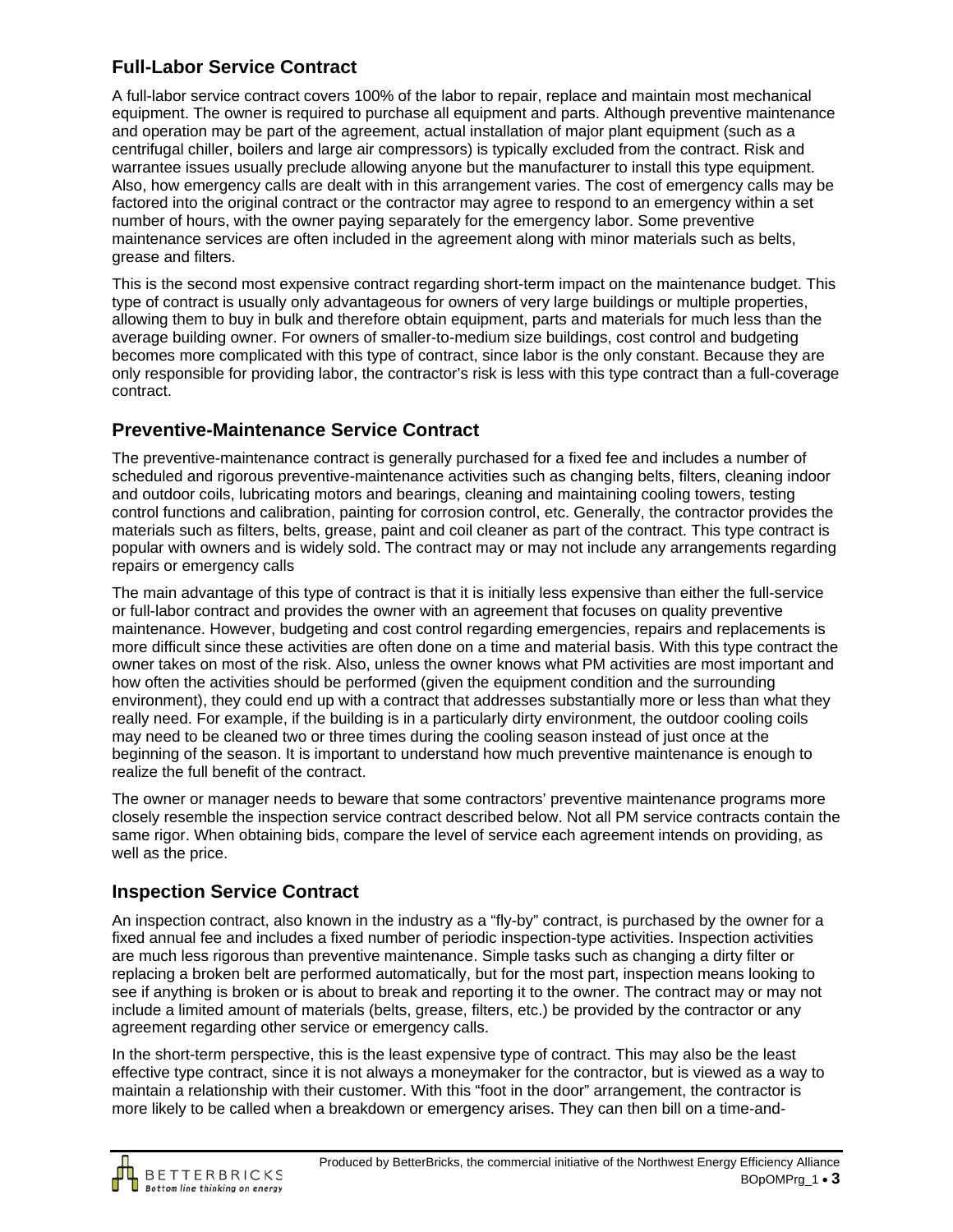## Full-Labor Service Contract

A full-labor service contract covers 100% of the labor to repair, replace and maintain most mechanical equipment. The owner is required to purchase all equipment and parts. Although preventive maintenance and operation may be part of the agreement, actual installation of major plant equipment (such as a centrifugal chiller, boilers and large air compressors) is typically excluded from the contract. Risk and warrantee issues usually preclude allowing anyone but the manufacturer to install this type equipment. Also, how emergency calls are dealt with in this arrangement varies. The cost of emergency calls may be factored into the original contract or the contractor may agree to respond to an emergency within a set number of hours, with the owner paying separately for the emergency labor. Some preventive maintenance services are often included in the agreement along with minor materials such as belts, grease and filters.

This is the second most expensive contract regarding short-term impact on the maintenance budget. This type of contract is usually only advantageous for owners of very large buildings or multiple properties, allowing them to buy in bulk and therefore obtain equipment, parts and materials for much less than the average building owner. For owners of smaller-to-medium size buildings, cost control and budgeting becomes more complicated with this type of contract, since labor is the only constant. Because they are only responsible for providing labor, the contractor's risk is less with this type contract than a full-coverage contract.

## Preventive-Maintenance Service Contract

The preventive-maintenance contract is generally purchased for a fixed fee and includes a number of scheduled and rigorous preventive-maintenance activities such as changing belts, filters, cleaning indoor and outdoor coils, lubricating motors and bearings, cleaning and maintaining cooling towers, testing control functions and calibration, painting for corrosion control, etc. Generally, the contractor provides the materials such as filters, belts, grease, paint and coil cleaner as part of the contract. This type contract is popular with owners and is widely sold. The contract may or may not include any arrangements regarding repairs or emergency calls

The main advantage of this type of contract is that it is initially less expensive than either the full-service or full-labor contract and provides the owner with an agreement that focuses on quality preventive maintenance. However, budgeting and cost control regarding emergencies, repairs and replacements is more difficult since these activities are often done on a time and material basis. With this type contract the owner takes on most of the risk. Also, unless the owner knows what PM activities are most important and how often the activities should be performed (given the equipment condition and the surrounding environment), they could end up with a contract that addresses substantially more or less than what they really need. For example, if the building is in a particularly dirty environment, the outdoor cooling coils may need to be cleaned two or three times during the cooling season instead of just once at the beginning of the season. It is important to understand how much preventive maintenance is enough to realize the full benefit of the contract.

The owner or manager needs to beware that some contractors' preventive maintenance programs more closely resemble the inspection service contract described below. Not all PM service contracts contain the same rigor. When obtaining bids, compare the level of service each agreement intends on providing, as well as the price.

## Inspection Service Contract

An inspection contract, also known in the industry as a "fly-by" contract, is purchased by the owner for a fixed annual fee and includes a fixed number of periodic inspection-type activities. Inspection activities are much less rigorous than preventive maintenance. Simple tasks such as changing a dirty filter or replacing a broken belt are performed automatically, but for the most part, inspection means looking to see if anything is broken or is about to break and reporting it to the owner. The contract may or may not include a limited amount of materials (belts, grease, filters, etc.) be provided by the contractor or any agreement regarding other service or emergency calls.

In the short-term perspective, this is the least expensive type of contract. This may also be the least effective type contract, since it is not always a moneymaker for the contractor, but is viewed as a way to maintain a relationship with their customer. With this "foot in the door" arrangement, the contractor is more likely to be called when a breakdown or emergency arises. They can then bill on a time-and-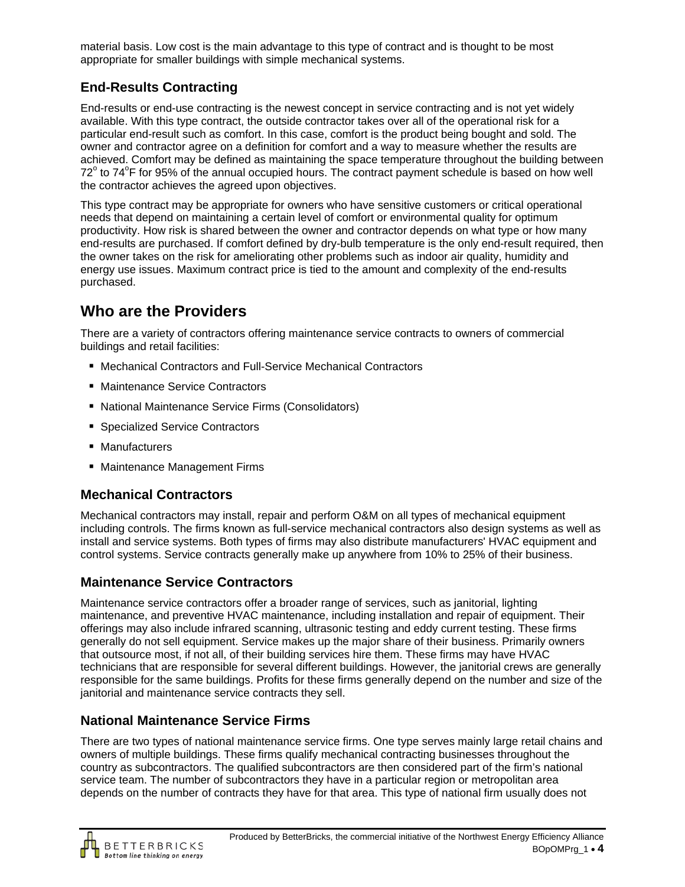material basis. Low cost is the main advantage to this type of contract and is thought to be most appropriate for smaller buildings with simple mechanical systems.

### End-Results Contracting

End-results or end-use contracting is the newest concept in service contracting and is not yet widely available. With this type contract, the outside contractor takes over all of the operational risk for a particular end-result such as comfort. In this case, comfort is the product being bought and sold. The owner and contractor agree on a definition for comfort and a way to measure whether the results are achieved. Comfort may be defined as maintaining the space temperature throughout the building between $72^{o}$ to $74^{o}$F for 95% of the annual occupied hours. The contract payment schedule is based on how well the contractor achieves the agreed upon objectives.

This type contract may be appropriate for owners who have sensitive customers or critical operational needs that depend on maintaining a certain level of comfort or environmental quality for optimum productivity. How risk is shared between the owner and contractor depends on what type or how many end-results are purchased. If comfort defined by dry-bulb temperature is the only end-result required, then the owner takes on the risk for ameliorating other problems such as indoor air quality, humidity and energy use issues. Maximum contract price is tied to the amount and complexity of the end-results purchased.

## Who are the Providers

There are a variety of contractors offering maintenance service contracts to owners of commercial buildings and retail facilities:

- Mechanical Contractors and Full-Service Mechanical Contractors
- Maintenance Service Contractors
- National Maintenance Service Firms (Consolidators)
- Specialized Service Contractors
- Manufacturers
- Maintenance Management Firms

### Mechanical Contractors

Mechanical contractors may install, repair and perform O&M on all types of mechanical equipment including controls. The firms known as full-service mechanical contractors also design systems as well as install and service systems. Both types of firms may also distribute manufacturers' HVAC equipment and control systems. Service contracts generally make up anywhere from 10% to 25% of their business.

### Maintenance Service Contractors

Maintenance service contractors offer a broader range of services, such as janitorial, lighting maintenance, and preventive HVAC maintenance, including installation and repair of equipment. Their offerings may also include infrared scanning, ultrasonic testing and eddy current testing. These firms generally do not sell equipment. Service makes up the major share of their business. Primarily owners that outsource most, if not all, of their building services hire them. These firms may have HVAC technicians that are responsible for several different buildings. However, the janitorial crews are generally responsible for the same buildings. Profits for these firms generally depend on the number and size of the janitorial and maintenance service contracts they sell.

### National Maintenance Service Firms

There are two types of national maintenance service firms. One type serves mainly large retail chains and owners of multiple buildings. These firms qualify mechanical contracting businesses throughout the country as subcontractors. The qualified subcontractors are then considered part of the firm's national service team. The number of subcontractors they have in a particular region or metropolitan area depends on the number of contracts they have for that area. This type of national firm usually does not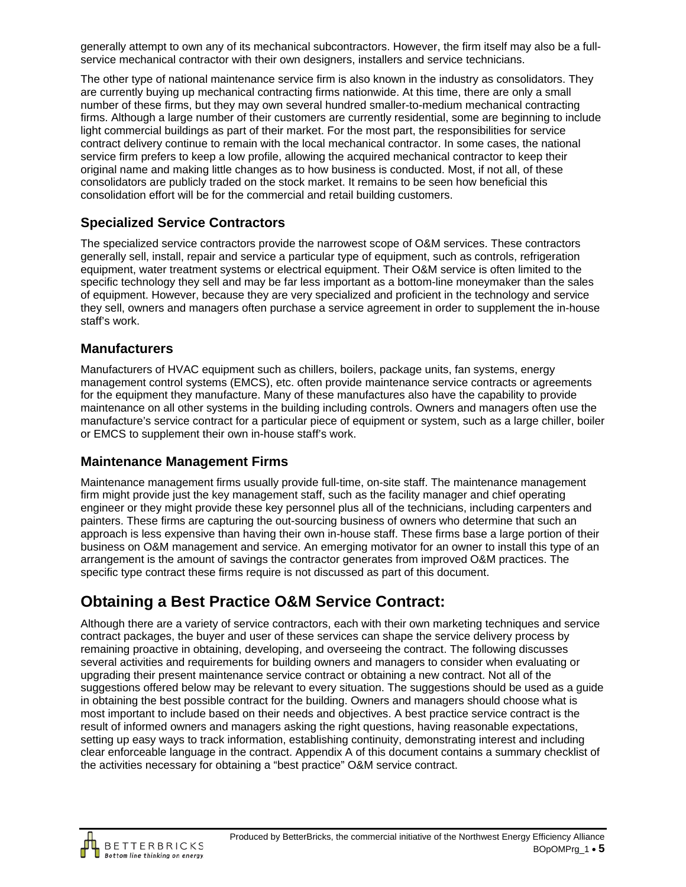generally attempt to own any of its mechanical subcontractors. However, the firm itself may also be a full-service mechanical contractor with their own designers, installers and service technicians.

The other type of national maintenance service firm is also known in the industry as consolidators. They are currently buying up mechanical contracting firms nationwide. At this time, there are only a small number of these firms, but they may own several hundred smaller-to-medium mechanical contracting firms. Although a large number of their customers are currently residential, some are beginning to include light commercial buildings as part of their market. For the most part, the responsibilities for service contract delivery continue to remain with the local mechanical contractor. In some cases, the national service firm prefers to keep a low profile, allowing the acquired mechanical contractor to keep their original name and making little changes as to how business is conducted. Most, if not all, of these consolidators are publicly traded on the stock market. It remains to be seen how beneficial this consolidation effort will be for the commercial and retail building customers.

### Specialized Service Contractors

The specialized service contractors provide the narrowest scope of O&M services. These contractors generally sell, install, repair and service a particular type of equipment, such as controls, refrigeration equipment, water treatment systems or electrical equipment. Their O&M service is often limited to the specific technology they sell and may be far less important as a bottom-line moneymaker than the sales of equipment. However, because they are very specialized and proficient in the technology and service they sell, owners and managers often purchase a service agreement in order to supplement the in-house staff's work.

### Manufacturers

Manufacturers of HVAC equipment such as chillers, boilers, package units, fan systems, energy management control systems (EMCS), etc. often provide maintenance service contracts or agreements for the equipment they manufacture. Many of these manufactures also have the capability to provide maintenance on all other systems in the building including controls. Owners and managers often use the manufacture's service contract for a particular piece of equipment or system, such as a large chiller, boiler or EMCS to supplement their own in-house staff's work.

### Maintenance Management Firms

Maintenance management firms usually provide full-time, on-site staff. The maintenance management firm might provide just the key management staff, such as the facility manager and chief operating engineer or they might provide these key personnel plus all of the technicians, including carpenters and painters. These firms are capturing the out-sourcing business of owners who determine that such an approach is less expensive than having their own in-house staff. These firms base a large portion of their business on O&M management and service. An emerging motivator for an owner to install this type of an arrangement is the amount of savings the contractor generates from improved O&M practices. The specific type contract these firms require is not discussed as part of this document.

## Obtaining a Best Practice O&M Service Contract:

Although there are a variety of service contractors, each with their own marketing techniques and service contract packages, the buyer and user of these services can shape the service delivery process by remaining proactive in obtaining, developing, and overseeing the contract. The following discusses several activities and requirements for building owners and managers to consider when evaluating or upgrading their present maintenance service contract or obtaining a new contract. Not all of the suggestions offered below may be relevant to every situation. The suggestions should be used as a guide in obtaining the best possible contract for the building. Owners and managers should choose what is most important to include based on their needs and objectives. A best practice service contract is the result of informed owners and managers asking the right questions, having reasonable expectations, setting up easy ways to track information, establishing continuity, demonstrating interest and including clear enforceable language in the contract. Appendix A of this document contains a summary checklist of the activities necessary for obtaining a "best practice" O&M service contract.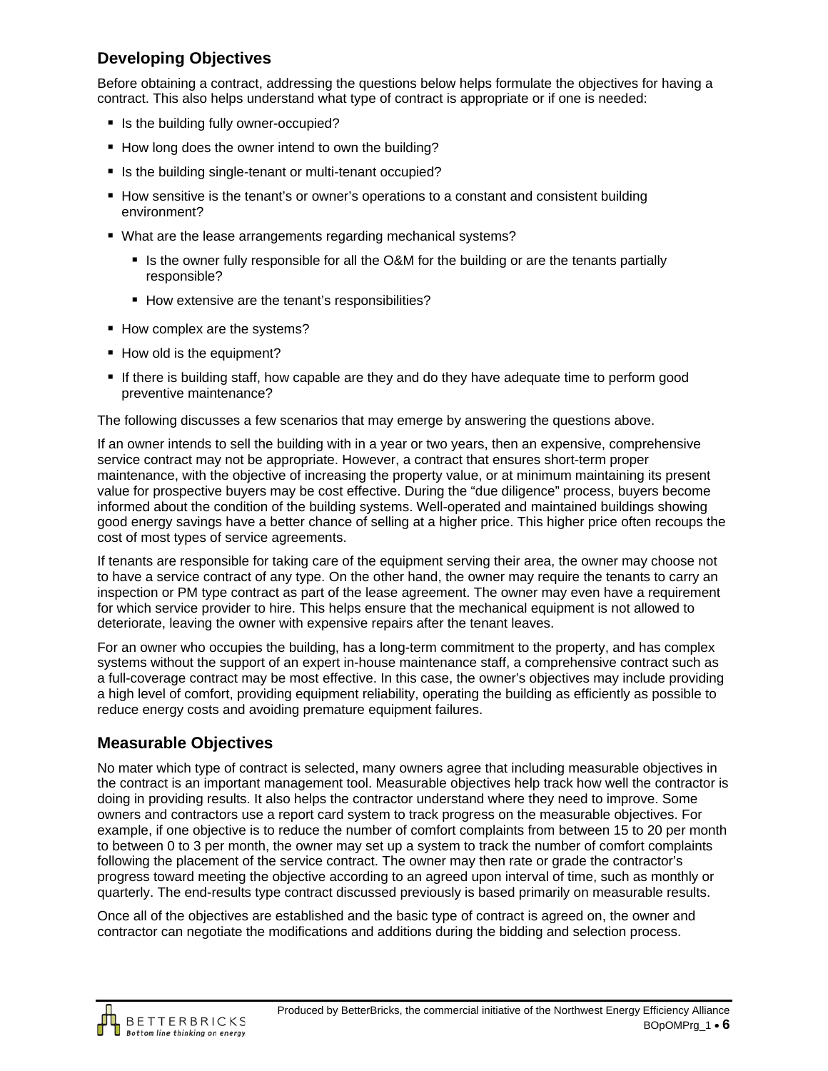## Developing Objectives

Before obtaining a contract, addressing the questions below helps formulate the objectives for having a contract. This also helps understand what type of contract is appropriate or if one is needed:

- Is the building fully owner-occupied?
- How long does the owner intend to own the building?
- Is the building single-tenant or multi-tenant occupied?
- How sensitive is the tenant's or owner's operations to a constant and consistent building environment?
- What are the lease arrangements regarding mechanical systems?
  - Is the owner fully responsible for all the O&M for the building or are the tenants partially responsible?
  - How extensive are the tenant's responsibilities?
- How complex are the systems?
- How old is the equipment?
- If there is building staff, how capable are they and do they have adequate time to perform good preventive maintenance?

The following discusses a few scenarios that may emerge by answering the questions above.

If an owner intends to sell the building with in a year or two years, then an expensive, comprehensive service contract may not be appropriate. However, a contract that ensures short-term proper maintenance, with the objective of increasing the property value, or at minimum maintaining its present value for prospective buyers may be cost effective. During the "due diligence" process, buyers become informed about the condition of the building systems. Well-operated and maintained buildings showing good energy savings have a better chance of selling at a higher price. This higher price often recoups the cost of most types of service agreements.

If tenants are responsible for taking care of the equipment serving their area, the owner may choose not to have a service contract of any type. On the other hand, the owner may require the tenants to carry an inspection or PM type contract as part of the lease agreement. The owner may even have a requirement for which service provider to hire. This helps ensure that the mechanical equipment is not allowed to deteriorate, leaving the owner with expensive repairs after the tenant leaves.

For an owner who occupies the building, has a long-term commitment to the property, and has complex systems without the support of an expert in-house maintenance staff, a comprehensive contract such as a full-coverage contract may be most effective. In this case, the owner's objectives may include providing a high level of comfort, providing equipment reliability, operating the building as efficiently as possible to reduce energy costs and avoiding premature equipment failures.

## Measurable Objectives

No mater which type of contract is selected, many owners agree that including measurable objectives in the contract is an important management tool. Measurable objectives help track how well the contractor is doing in providing results. It also helps the contractor understand where they need to improve. Some owners and contractors use a report card system to track progress on the measurable objectives. For example, if one objective is to reduce the number of comfort complaints from between 15 to 20 per month to between 0 to 3 per month, the owner may set up a system to track the number of comfort complaints following the placement of the service contract. The owner may then rate or grade the contractor's progress toward meeting the objective according to an agreed upon interval of time, such as monthly or quarterly. The end-results type contract discussed previously is based primarily on measurable results.

Once all of the objectives are established and the basic type of contract is agreed on, the owner and contractor can negotiate the modifications and additions during the bidding and selection process.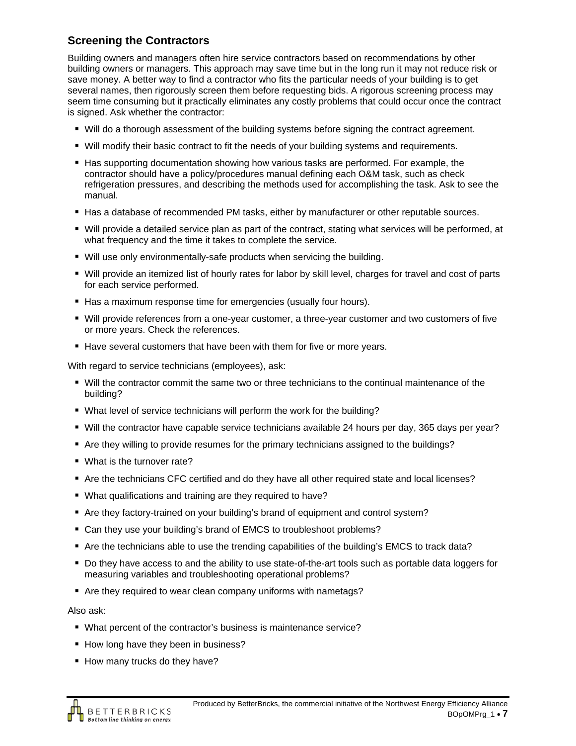## Screening the Contractors

Building owners and managers often hire service contractors based on recommendations by other building owners or managers. This approach may save time but in the long run it may not reduce risk or save money. A better way to find a contractor who fits the particular needs of your building is to get several names, then rigorously screen them before requesting bids. A rigorous screening process may seem time consuming but it practically eliminates any costly problems that could occur once the contract is signed. Ask whether the contractor:

- Will do a thorough assessment of the building systems before signing the contract agreement.
- Will modify their basic contract to fit the needs of your building systems and requirements.
- Has supporting documentation showing how various tasks are performed. For example, the contractor should have a policy/procedures manual defining each O&M task, such as check refrigeration pressures, and describing the methods used for accomplishing the task. Ask to see the manual.
- Has a database of recommended PM tasks, either by manufacturer or other reputable sources.
- Will provide a detailed service plan as part of the contract, stating what services will be performed, at what frequency and the time it takes to complete the service.
- Will use only environmentally-safe products when servicing the building.
- Will provide an itemized list of hourly rates for labor by skill level, charges for travel and cost of parts for each service performed.
- Has a maximum response time for emergencies (usually four hours).
- Will provide references from a one-year customer, a three-year customer and two customers of five or more years. Check the references.
- Have several customers that have been with them for five or more years.

With regard to service technicians (employees), ask:

- Will the contractor commit the same two or three technicians to the continual maintenance of the building?
- What level of service technicians will perform the work for the building?
- Will the contractor have capable service technicians available 24 hours per day, 365 days per year?
- Are they willing to provide resumes for the primary technicians assigned to the buildings?
- What is the turnover rate?
- Are the technicians CFC certified and do they have all other required state and local licenses?
- What qualifications and training are they required to have?
- Are they factory-trained on your building's brand of equipment and control system?
- Can they use your building's brand of EMCS to troubleshoot problems?
- Are the technicians able to use the trending capabilities of the building's EMCS to track data?
- Do they have access to and the ability to use state-of-the-art tools such as portable data loggers for measuring variables and troubleshooting operational problems?
- Are they required to wear clean company uniforms with nametags?

Also ask:

- What percent of the contractor's business is maintenance service?
- How long have they been in business?
- How many trucks do they have?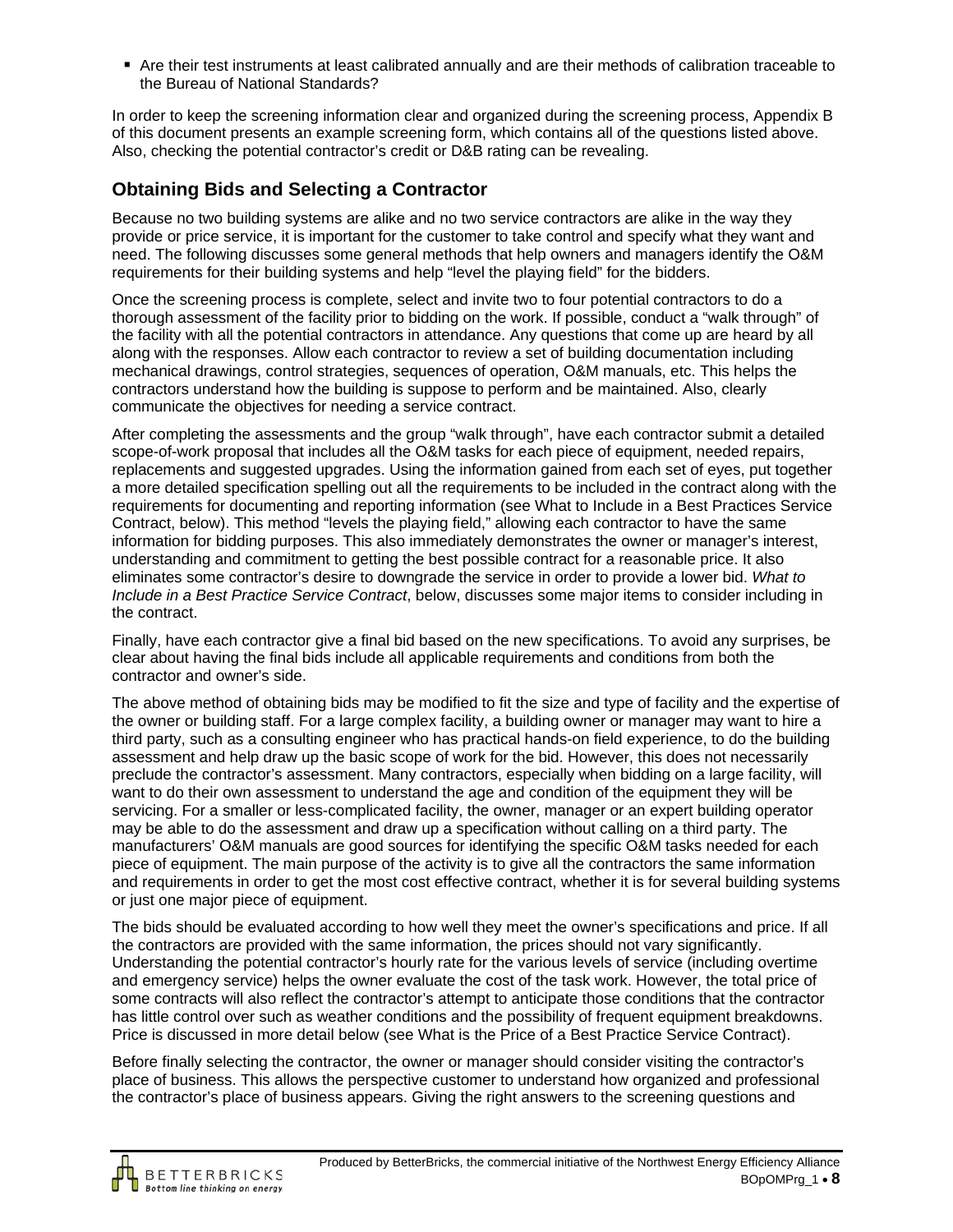- Are their test instruments at least calibrated annually and are their methods of calibration traceable to the Bureau of National Standards?

In order to keep the screening information clear and organized during the screening process, Appendix B of this document presents an example screening form, which contains all of the questions listed above. Also, checking the potential contractor's credit or D&B rating can be revealing.

## Obtaining Bids and Selecting a Contractor

Because no two building systems are alike and no two service contractors are alike in the way they provide or price service, it is important for the customer to take control and specify what they want and need. The following discusses some general methods that help owners and managers identify the O&M requirements for their building systems and help "level the playing field" for the bidders.

Once the screening process is complete, select and invite two to four potential contractors to do a thorough assessment of the facility prior to bidding on the work. If possible, conduct a "walk through" of the facility with all the potential contractors in attendance. Any questions that come up are heard by all along with the responses. Allow each contractor to review a set of building documentation including mechanical drawings, control strategies, sequences of operation, O&M manuals, etc. This helps the contractors understand how the building is suppose to perform and be maintained. Also, clearly communicate the objectives for needing a service contract.

After completing the assessments and the group "walk through", have each contractor submit a detailed scope-of-work proposal that includes all the O&M tasks for each piece of equipment, needed repairs, replacements and suggested upgrades. Using the information gained from each set of eyes, put together a more detailed specification spelling out all the requirements to be included in the contract along with the requirements for documenting and reporting information (see What to Include in a Best Practices Service Contract, below). This method "levels the playing field," allowing each contractor to have the same information for bidding purposes. This also immediately demonstrates the owner or manager's interest, understanding and commitment to getting the best possible contract for a reasonable price. It also eliminates some contractor's desire to downgrade the service in order to provide a lower bid. *What to Include in a Best Practice Service Contract*, below, discusses some major items to consider including in the contract.

Finally, have each contractor give a final bid based on the new specifications. To avoid any surprises, be clear about having the final bids include all applicable requirements and conditions from both the contractor and owner's side.

The above method of obtaining bids may be modified to fit the size and type of facility and the expertise of the owner or building staff. For a large complex facility, a building owner or manager may want to hire a third party, such as a consulting engineer who has practical hands-on field experience, to do the building assessment and help draw up the basic scope of work for the bid. However, this does not necessarily preclude the contractor's assessment. Many contractors, especially when bidding on a large facility, will want to do their own assessment to understand the age and condition of the equipment they will be servicing. For a smaller or less-complicated facility, the owner, manager or an expert building operator may be able to do the assessment and draw up a specification without calling on a third party. The manufacturers' O&M manuals are good sources for identifying the specific O&M tasks needed for each piece of equipment. The main purpose of the activity is to give all the contractors the same information and requirements in order to get the most cost effective contract, whether it is for several building systems or just one major piece of equipment.

The bids should be evaluated according to how well they meet the owner's specifications and price. If all the contractors are provided with the same information, the prices should not vary significantly. Understanding the potential contractor's hourly rate for the various levels of service (including overtime and emergency service) helps the owner evaluate the cost of the task work. However, the total price of some contracts will also reflect the contractor's attempt to anticipate those conditions that the contractor has little control over such as weather conditions and the possibility of frequent equipment breakdowns. Price is discussed in more detail below (see What is the Price of a Best Practice Service Contract).

Before finally selecting the contractor, the owner or manager should consider visiting the contractor's place of business. This allows the perspective customer to understand how organized and professional the contractor's place of business appears. Giving the right answers to the screening questions and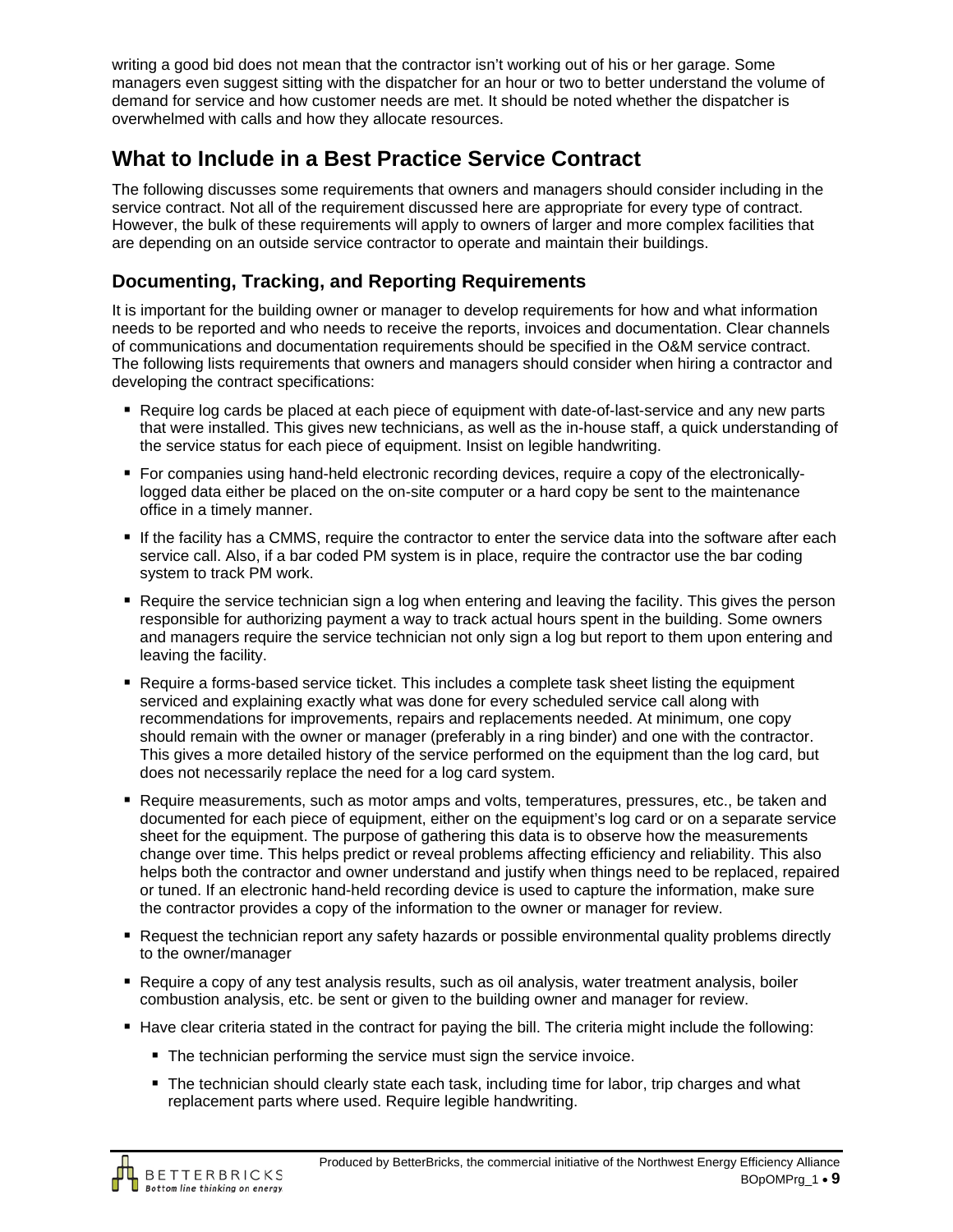writing a good bid does not mean that the contractor isn't working out of his or her garage. Some managers even suggest sitting with the dispatcher for an hour or two to better understand the volume of demand for service and how customer needs are met. It should be noted whether the dispatcher is overwhelmed with calls and how they allocate resources.

## What to Include in a Best Practice Service Contract

The following discusses some requirements that owners and managers should consider including in the service contract. Not all of the requirement discussed here are appropriate for every type of contract. However, the bulk of these requirements will apply to owners of larger and more complex facilities that are depending on an outside service contractor to operate and maintain their buildings.

### Documenting, Tracking, and Reporting Requirements

It is important for the building owner or manager to develop requirements for how and what information needs to be reported and who needs to receive the reports, invoices and documentation. Clear channels of communications and documentation requirements should be specified in the O&M service contract. The following lists requirements that owners and managers should consider when hiring a contractor and developing the contract specifications:

- Require log cards be placed at each piece of equipment with date-of-last-service and any new parts that were installed. This gives new technicians, as well as the in-house staff, a quick understanding of the service status for each piece of equipment. Insist on legible handwriting.
- For companies using hand-held electronic recording devices, require a copy of the electronically-logged data either be placed on the on-site computer or a hard copy be sent to the maintenance office in a timely manner.
- If the facility has a CMMS, require the contractor to enter the service data into the software after each service call. Also, if a bar coded PM system is in place, require the contractor use the bar coding system to track PM work.
- Require the service technician sign a log when entering and leaving the facility. This gives the person responsible for authorizing payment a way to track actual hours spent in the building. Some owners and managers require the service technician not only sign a log but report to them upon entering and leaving the facility.
- Require a forms-based service ticket. This includes a complete task sheet listing the equipment serviced and explaining exactly what was done for every scheduled service call along with recommendations for improvements, repairs and replacements needed. At minimum, one copy should remain with the owner or manager (preferably in a ring binder) and one with the contractor. This gives a more detailed history of the service performed on the equipment than the log card, but does not necessarily replace the need for a log card system.
- Require measurements, such as motor amps and volts, temperatures, pressures, etc., be taken and documented for each piece of equipment, either on the equipment's log card or on a separate service sheet for the equipment. The purpose of gathering this data is to observe how the measurements change over time. This helps predict or reveal problems affecting efficiency and reliability. This also helps both the contractor and owner understand and justify when things need to be replaced, repaired or tuned. If an electronic hand-held recording device is used to capture the information, make sure the contractor provides a copy of the information to the owner or manager for review.
- Request the technician report any safety hazards or possible environmental quality problems directly to the owner/manager
- Require a copy of any test analysis results, such as oil analysis, water treatment analysis, boiler combustion analysis, etc. be sent or given to the building owner and manager for review.
- Have clear criteria stated in the contract for paying the bill. The criteria might include the following:
  - The technician performing the service must sign the service invoice.
  - The technician should clearly state each task, including time for labor, trip charges and what replacement parts where used. Require legible handwriting.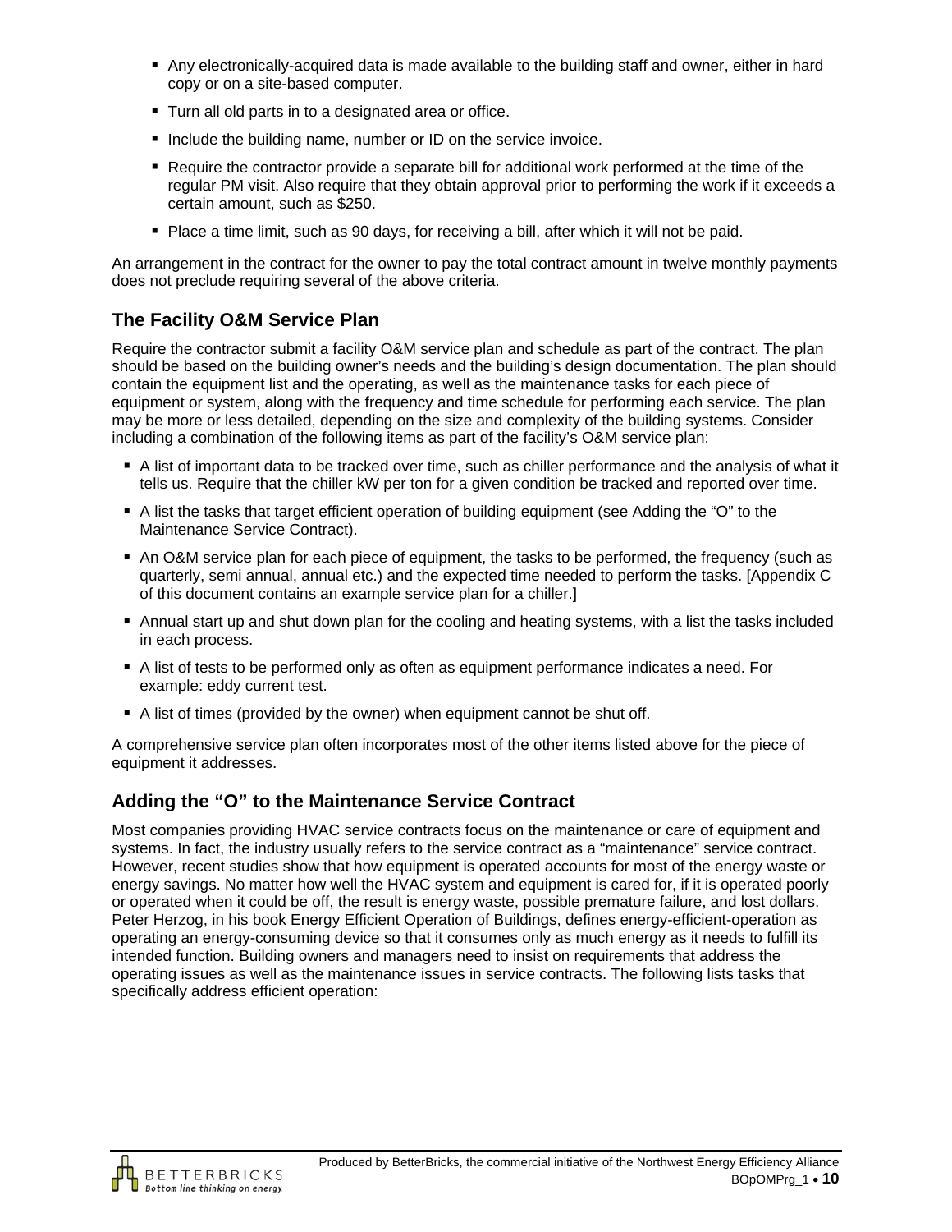- Any electronically-acquired data is made available to the building staff and owner, either in hard copy or on a site-based computer.
- Turn all old parts in to a designated area or office.
- Include the building name, number or ID on the service invoice.
- Require the contractor provide a separate bill for additional work performed at the time of the regular PM visit. Also require that they obtain approval prior to performing the work if it exceeds a certain amount, such as $250.
- Place a time limit, such as 90 days, for receiving a bill, after which it will not be paid.

An arrangement in the contract for the owner to pay the total contract amount in twelve monthly payments does not preclude requiring several of the above criteria.

## The Facility O&M Service Plan

Require the contractor submit a facility O&M service plan and schedule as part of the contract. The plan should be based on the building owner's needs and the building's design documentation. The plan should contain the equipment list and the operating, as well as the maintenance tasks for each piece of equipment or system, along with the frequency and time schedule for performing each service. The plan may be more or less detailed, depending on the size and complexity of the building systems. Consider including a combination of the following items as part of the facility's O&M service plan:

- A list of important data to be tracked over time, such as chiller performance and the analysis of what it tells us. Require that the chiller kW per ton for a given condition be tracked and reported over time.
- A list the tasks that target efficient operation of building equipment (see Adding the "O" to the Maintenance Service Contract).
- An O&M service plan for each piece of equipment, the tasks to be performed, the frequency (such as quarterly, semi annual, annual etc.) and the expected time needed to perform the tasks. [Appendix C of this document contains an example service plan for a chiller.]
- Annual start up and shut down plan for the cooling and heating systems, with a list the tasks included in each process.
- A list of tests to be performed only as often as equipment performance indicates a need. For example: eddy current test.
- A list of times (provided by the owner) when equipment cannot be shut off.

A comprehensive service plan often incorporates most of the other items listed above for the piece of equipment it addresses.

## Adding the "O" to the Maintenance Service Contract

Most companies providing HVAC service contracts focus on the maintenance or care of equipment and systems. In fact, the industry usually refers to the service contract as a "maintenance" service contract. However, recent studies show that how equipment is operated accounts for most of the energy waste or energy savings. No matter how well the HVAC system and equipment is cared for, if it is operated poorly or operated when it could be off, the result is energy waste, possible premature failure, and lost dollars. Peter Herzog, in his book Energy Efficient Operation of Buildings, defines energy-efficient-operation as operating an energy-consuming device so that it consumes only as much energy as it needs to fulfill its intended function. Building owners and managers need to insist on requirements that address the operating issues as well as the maintenance issues in service contracts. The following lists tasks that specifically address efficient operation: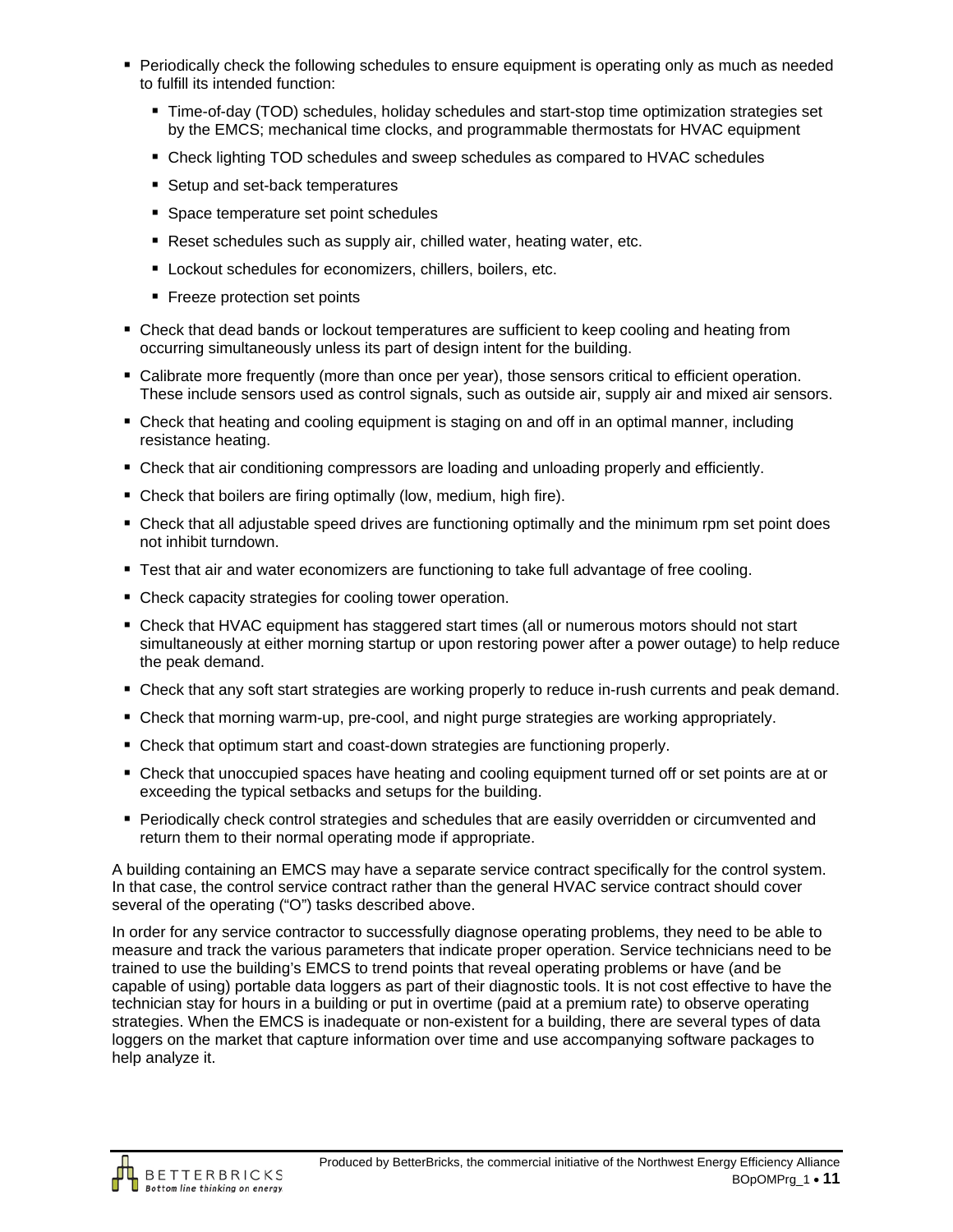- Periodically check the following schedules to ensure equipment is operating only as much as needed to fulfill its intended function:
  - Time-of-day (TOD) schedules, holiday schedules and start-stop time optimization strategies set by the EMCS; mechanical time clocks, and programmable thermostats for HVAC equipment
  - Check lighting TOD schedules and sweep schedules as compared to HVAC schedules
  - Setup and set-back temperatures
  - Space temperature set point schedules
  - Reset schedules such as supply air, chilled water, heating water, etc.
  - Lockout schedules for economizers, chillers, boilers, etc.
  - Freeze protection set points
- Check that dead bands or lockout temperatures are sufficient to keep cooling and heating from occurring simultaneously unless its part of design intent for the building.
- Calibrate more frequently (more than once per year), those sensors critical to efficient operation. These include sensors used as control signals, such as outside air, supply air and mixed air sensors.
- Check that heating and cooling equipment is staging on and off in an optimal manner, including resistance heating.
- Check that air conditioning compressors are loading and unloading properly and efficiently.
- Check that boilers are firing optimally (low, medium, high fire).
- Check that all adjustable speed drives are functioning optimally and the minimum rpm set point does not inhibit turndown.
- Test that air and water economizers are functioning to take full advantage of free cooling.
- Check capacity strategies for cooling tower operation.
- Check that HVAC equipment has staggered start times (all or numerous motors should not start simultaneously at either morning startup or upon restoring power after a power outage) to help reduce the peak demand.
- Check that any soft start strategies are working properly to reduce in-rush currents and peak demand.
- Check that morning warm-up, pre-cool, and night purge strategies are working appropriately.
- Check that optimum start and coast-down strategies are functioning properly.
- Check that unoccupied spaces have heating and cooling equipment turned off or set points are at or exceeding the typical setbacks and setups for the building.
- Periodically check control strategies and schedules that are easily overridden or circumvented and return them to their normal operating mode if appropriate.

A building containing an EMCS may have a separate service contract specifically for the control system. In that case, the control service contract rather than the general HVAC service contract should cover several of the operating ("O") tasks described above.

In order for any service contractor to successfully diagnose operating problems, they need to be able to measure and track the various parameters that indicate proper operation. Service technicians need to be trained to use the building's EMCS to trend points that reveal operating problems or have (and be capable of using) portable data loggers as part of their diagnostic tools. It is not cost effective to have the technician stay for hours in a building or put in overtime (paid at a premium rate) to observe operating strategies. When the EMCS is inadequate or non-existent for a building, there are several types of data loggers on the market that capture information over time and use accompanying software packages to help analyze it.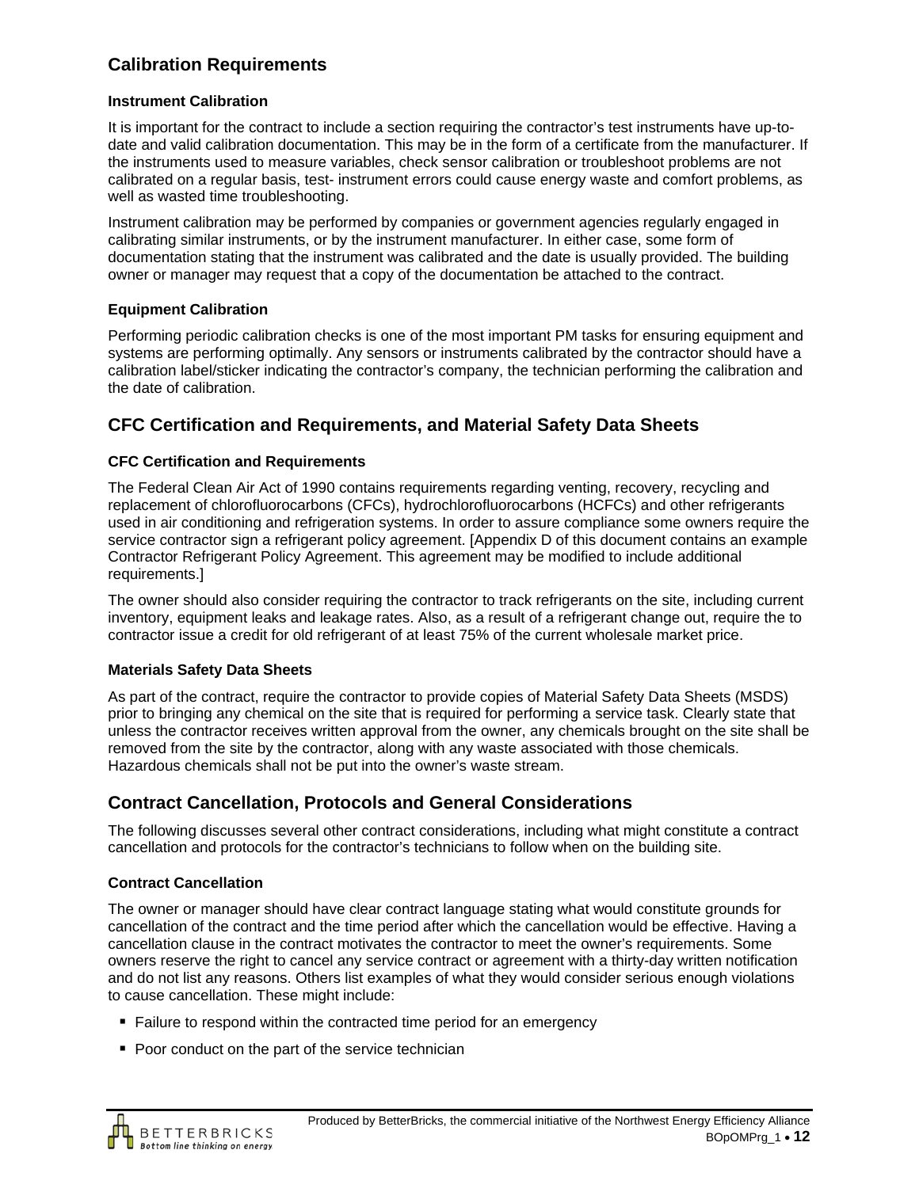## Calibration Requirements

### Instrument Calibration

It is important for the contract to include a section requiring the contractor's test instruments have up-to-date and valid calibration documentation. This may be in the form of a certificate from the manufacturer. If the instruments used to measure variables, check sensor calibration or troubleshoot problems are not calibrated on a regular basis, test- instrument errors could cause energy waste and comfort problems, as well as wasted time troubleshooting.

Instrument calibration may be performed by companies or government agencies regularly engaged in calibrating similar instruments, or by the instrument manufacturer. In either case, some form of documentation stating that the instrument was calibrated and the date is usually provided. The building owner or manager may request that a copy of the documentation be attached to the contract.

### Equipment Calibration

Performing periodic calibration checks is one of the most important PM tasks for ensuring equipment and systems are performing optimally. Any sensors or instruments calibrated by the contractor should have a calibration label/sticker indicating the contractor's company, the technician performing the calibration and the date of calibration.

## CFC Certification and Requirements, and Material Safety Data Sheets

### CFC Certification and Requirements

The Federal Clean Air Act of 1990 contains requirements regarding venting, recovery, recycling and replacement of chlorofluorocarbons (CFCs), hydrochlorofluorocarbons (HCFCs) and other refrigerants used in air conditioning and refrigeration systems. In order to assure compliance some owners require the service contractor sign a refrigerant policy agreement. [Appendix D of this document contains an example Contractor Refrigerant Policy Agreement. This agreement may be modified to include additional requirements.]

The owner should also consider requiring the contractor to track refrigerants on the site, including current inventory, equipment leaks and leakage rates. Also, as a result of a refrigerant change out, require the to contractor issue a credit for old refrigerant of at least 75% of the current wholesale market price.

### Materials Safety Data Sheets

As part of the contract, require the contractor to provide copies of Material Safety Data Sheets (MSDS) prior to bringing any chemical on the site that is required for performing a service task. Clearly state that unless the contractor receives written approval from the owner, any chemicals brought on the site shall be removed from the site by the contractor, along with any waste associated with those chemicals. Hazardous chemicals shall not be put into the owner's waste stream.

## Contract Cancellation, Protocols and General Considerations

The following discusses several other contract considerations, including what might constitute a contract cancellation and protocols for the contractor's technicians to follow when on the building site.

### Contract Cancellation

The owner or manager should have clear contract language stating what would constitute grounds for cancellation of the contract and the time period after which the cancellation would be effective. Having a cancellation clause in the contract motivates the contractor to meet the owner's requirements. Some owners reserve the right to cancel any service contract or agreement with a thirty-day written notification and do not list any reasons. Others list examples of what they would consider serious enough violations to cause cancellation. These might include:

- Failure to respond within the contracted time period for an emergency
- Poor conduct on the part of the service technician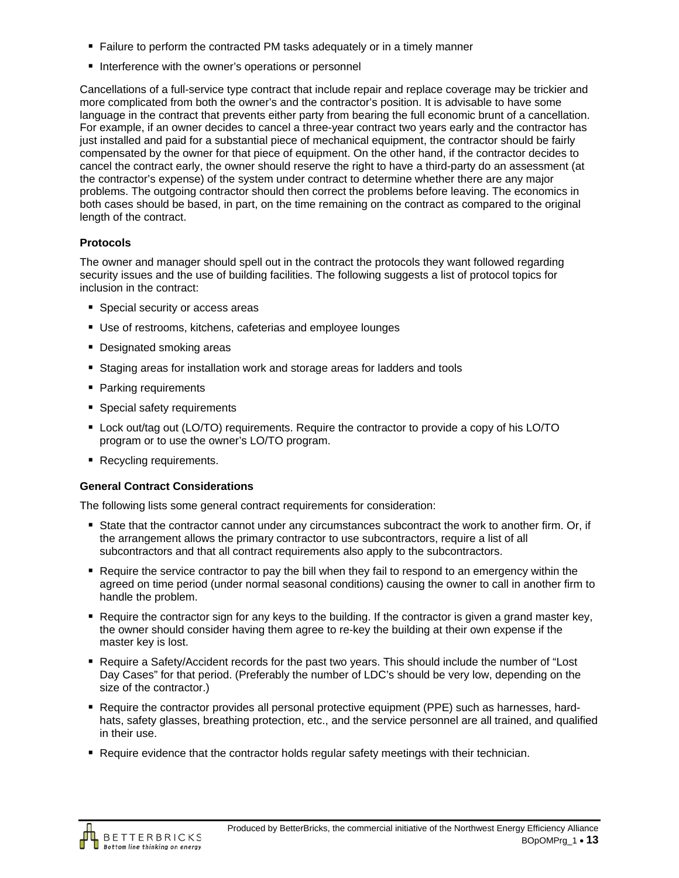- Failure to perform the contracted PM tasks adequately or in a timely manner
- Interference with the owner's operations or personnel

Cancellations of a full-service type contract that include repair and replace coverage may be trickier and more complicated from both the owner's and the contractor's position. It is advisable to have some language in the contract that prevents either party from bearing the full economic brunt of a cancellation. For example, if an owner decides to cancel a three-year contract two years early and the contractor has just installed and paid for a substantial piece of mechanical equipment, the contractor should be fairly compensated by the owner for that piece of equipment. On the other hand, if the contractor decides to cancel the contract early, the owner should reserve the right to have a third-party do an assessment (at the contractor's expense) of the system under contract to determine whether there are any major problems. The outgoing contractor should then correct the problems before leaving. The economics in both cases should be based, in part, on the time remaining on the contract as compared to the original length of the contract.

### Protocols

The owner and manager should spell out in the contract the protocols they want followed regarding security issues and the use of building facilities. The following suggests a list of protocol topics for inclusion in the contract:

- Special security or access areas
- Use of restrooms, kitchens, cafeterias and employee lounges
- Designated smoking areas
- Staging areas for installation work and storage areas for ladders and tools
- Parking requirements
- Special safety requirements
- Lock out/tag out (LO/TO) requirements. Require the contractor to provide a copy of his LO/TO program or to use the owner's LO/TO program.
- Recycling requirements.

### General Contract Considerations

The following lists some general contract requirements for consideration:

- State that the contractor cannot under any circumstances subcontract the work to another firm. Or, if the arrangement allows the primary contractor to use subcontractors, require a list of all subcontractors and that all contract requirements also apply to the subcontractors.
- Require the service contractor to pay the bill when they fail to respond to an emergency within the agreed on time period (under normal seasonal conditions) causing the owner to call in another firm to handle the problem.
- Require the contractor sign for any keys to the building. If the contractor is given a grand master key, the owner should consider having them agree to re-key the building at their own expense if the master key is lost.
- Require a Safety/Accident records for the past two years. This should include the number of "Lost Day Cases" for that period. (Preferably the number of LDC's should be very low, depending on the size of the contractor.)
- Require the contractor provides all personal protective equipment (PPE) such as harnesses, hard-hats, safety glasses, breathing protection, etc., and the service personnel are all trained, and qualified in their use.
- Require evidence that the contractor holds regular safety meetings with their technician.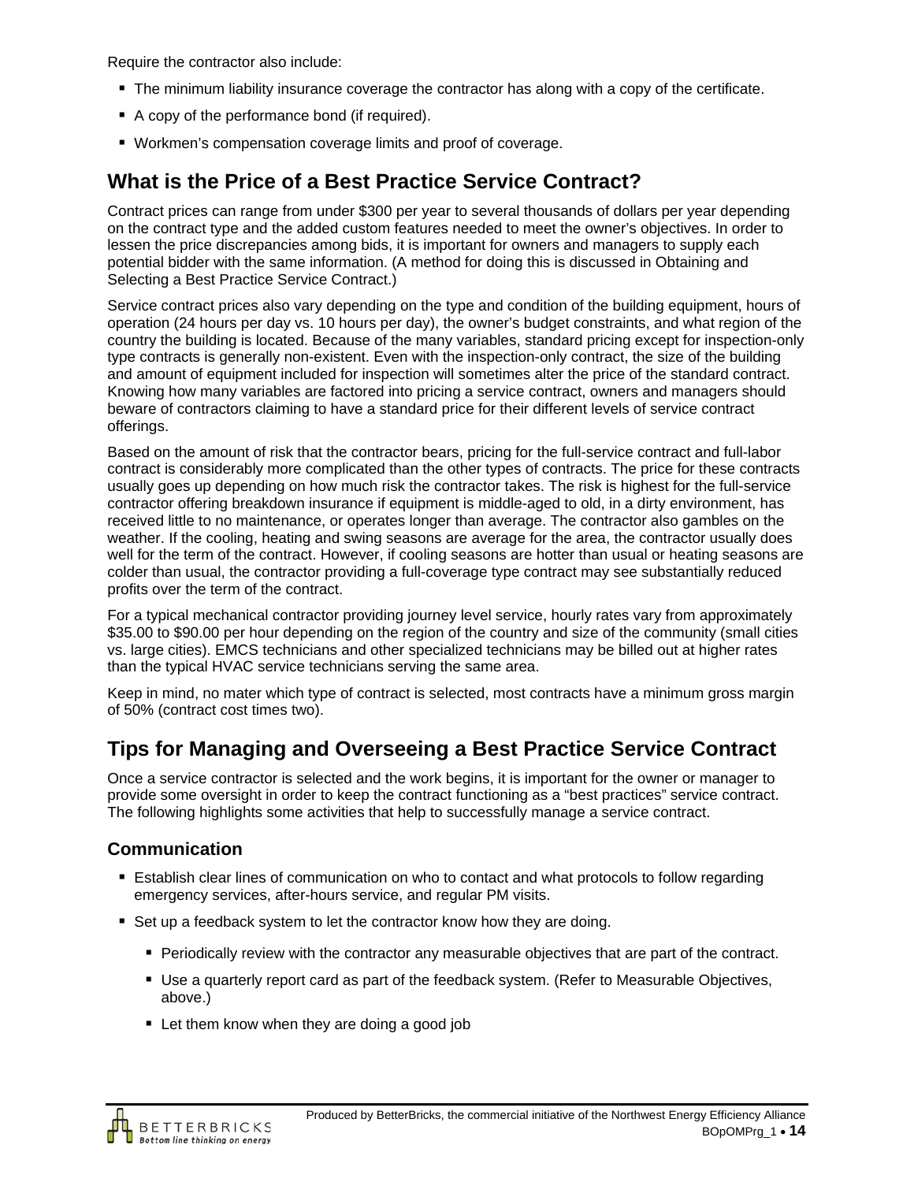Require the contractor also include:

- The minimum liability insurance coverage the contractor has along with a copy of the certificate.
- A copy of the performance bond (if required).
- Workmen's compensation coverage limits and proof of coverage.

## What is the Price of a Best Practice Service Contract?

Contract prices can range from under $300 per year to several thousands of dollars per year depending on the contract type and the added custom features needed to meet the owner's objectives. In order to lessen the price discrepancies among bids, it is important for owners and managers to supply each potential bidder with the same information. (A method for doing this is discussed in Obtaining and Selecting a Best Practice Service Contract.)

Service contract prices also vary depending on the type and condition of the building equipment, hours of operation (24 hours per day vs. 10 hours per day), the owner's budget constraints, and what region of the country the building is located. Because of the many variables, standard pricing except for inspection-only type contracts is generally non-existent. Even with the inspection-only contract, the size of the building and amount of equipment included for inspection will sometimes alter the price of the standard contract. Knowing how many variables are factored into pricing a service contract, owners and managers should beware of contractors claiming to have a standard price for their different levels of service contract offerings.

Based on the amount of risk that the contractor bears, pricing for the full-service contract and full-labor contract is considerably more complicated than the other types of contracts. The price for these contracts usually goes up depending on how much risk the contractor takes. The risk is highest for the full-service contractor offering breakdown insurance if equipment is middle-aged to old, in a dirty environment, has received little to no maintenance, or operates longer than average. The contractor also gambles on the weather. If the cooling, heating and swing seasons are average for the area, the contractor usually does well for the term of the contract. However, if cooling seasons are hotter than usual or heating seasons are colder than usual, the contractor providing a full-coverage type contract may see substantially reduced profits over the term of the contract.

For a typical mechanical contractor providing journey level service, hourly rates vary from approximately $35.00 to $90.00 per hour depending on the region of the country and size of the community (small cities vs. large cities). EMCS technicians and other specialized technicians may be billed out at higher rates than the typical HVAC service technicians serving the same area.

Keep in mind, no mater which type of contract is selected, most contracts have a minimum gross margin of 50% (contract cost times two).

## Tips for Managing and Overseeing a Best Practice Service Contract

Once a service contractor is selected and the work begins, it is important for the owner or manager to provide some oversight in order to keep the contract functioning as a "best practices" service contract. The following highlights some activities that help to successfully manage a service contract.

### Communication

- Establish clear lines of communication on who to contact and what protocols to follow regarding emergency services, after-hours service, and regular PM visits.
- Set up a feedback system to let the contractor know how they are doing.
  - Periodically review with the contractor any measurable objectives that are part of the contract.
  - Use a quarterly report card as part of the feedback system. (Refer to Measurable Objectives, above.)
  - Let them know when they are doing a good job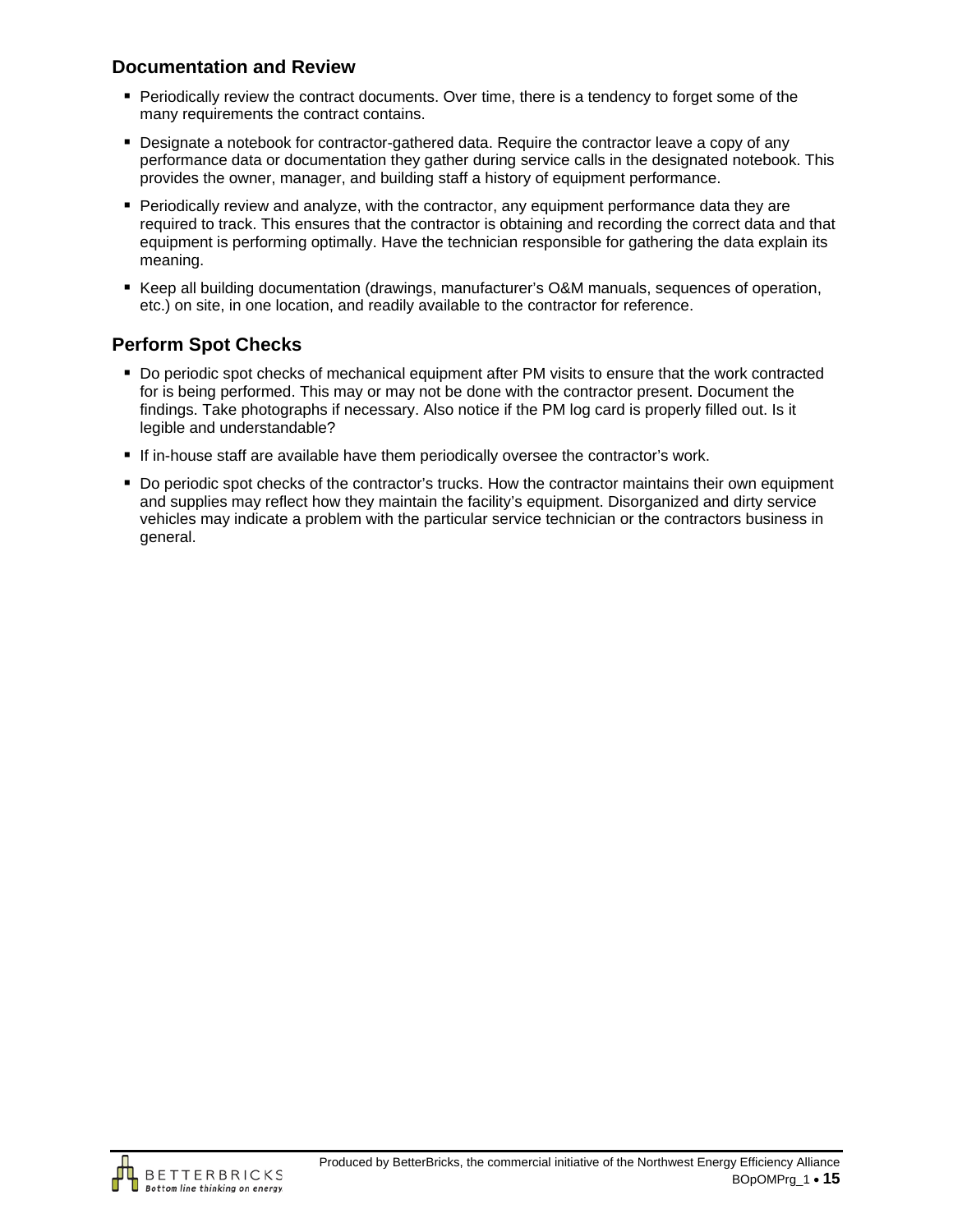## Documentation and Review

- Periodically review the contract documents. Over time, there is a tendency to forget some of the many requirements the contract contains.
- Designate a notebook for contractor-gathered data. Require the contractor leave a copy of any performance data or documentation they gather during service calls in the designated notebook. This provides the owner, manager, and building staff a history of equipment performance.
- Periodically review and analyze, with the contractor, any equipment performance data they are required to track. This ensures that the contractor is obtaining and recording the correct data and that equipment is performing optimally. Have the technician responsible for gathering the data explain its meaning.
- Keep all building documentation (drawings, manufacturer's O&M manuals, sequences of operation, etc.) on site, in one location, and readily available to the contractor for reference.

## Perform Spot Checks

- Do periodic spot checks of mechanical equipment after PM visits to ensure that the work contracted for is being performed. This may or may not be done with the contractor present. Document the findings. Take photographs if necessary. Also notice if the PM log card is properly filled out. Is it legible and understandable?
- If in-house staff are available have them periodically oversee the contractor's work.
- Do periodic spot checks of the contractor's trucks. How the contractor maintains their own equipment and supplies may reflect how they maintain the facility's equipment. Disorganized and dirty service vehicles may indicate a problem with the particular service technician or the contractors business in general.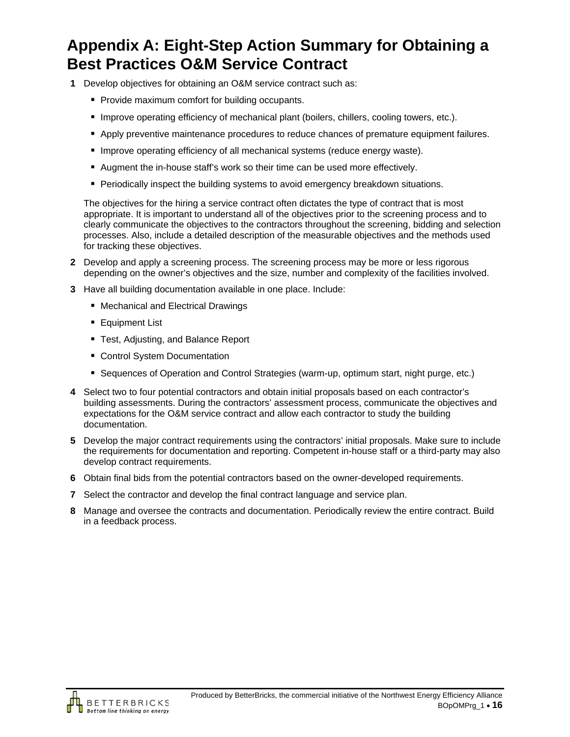# Appendix A: Eight-Step Action Summary for Obtaining a Best Practices O&M Service Contract

1. Develop objectives for obtaining an O&M service contract such as:

   - Provide maximum comfort for building occupants.
   - Improve operating efficiency of mechanical plant (boilers, chillers, cooling towers, etc.).
   - Apply preventive maintenance procedures to reduce chances of premature equipment failures.
   - Improve operating efficiency of all mechanical systems (reduce energy waste).
   - Augment the in-house staff's work so their time can be used more effectively.
   - Periodically inspect the building systems to avoid emergency breakdown situations.

   The objectives for the hiring a service contract often dictates the type of contract that is most appropriate. It is important to understand all of the objectives prior to the screening process and to clearly communicate the objectives to the contractors throughout the screening, bidding and selection processes. Also, include a detailed description of the measurable objectives and the methods used for tracking these objectives.

2. Develop and apply a screening process. The screening process may be more or less rigorous depending on the owner's objectives and the size, number and complexity of the facilities involved.

3. Have all building documentation available in one place. Include:

   - Mechanical and Electrical Drawings
   - Equipment List
   - Test, Adjusting, and Balance Report
   - Control System Documentation
   - Sequences of Operation and Control Strategies (warm-up, optimum start, night purge, etc.)

4. Select two to four potential contractors and obtain initial proposals based on each contractor's building assessments. During the contractors' assessment process, communicate the objectives and expectations for the O&M service contract and allow each contractor to study the building documentation.

5. Develop the major contract requirements using the contractors' initial proposals. Make sure to include the requirements for documentation and reporting. Competent in-house staff or a third-party may also develop contract requirements.

6. Obtain final bids from the potential contractors based on the owner-developed requirements.

7. Select the contractor and develop the final contract language and service plan.

8. Manage and oversee the contracts and documentation. Periodically review the entire contract. Build in a feedback process.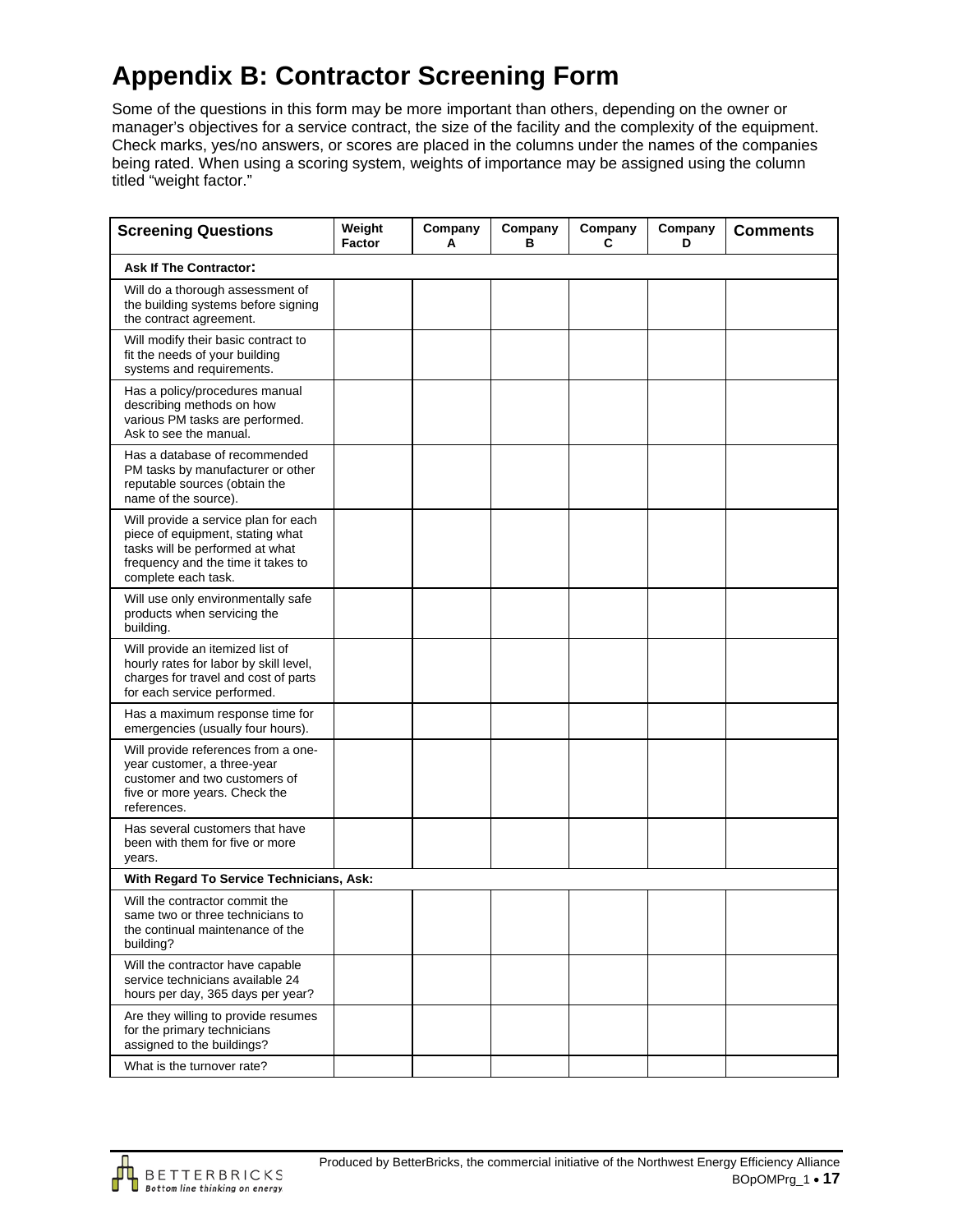# Appendix B: Contractor Screening Form

Some of the questions in this form may be more important than others, depending on the owner or manager's objectives for a service contract, the size of the facility and the complexity of the equipment. Check marks, yes/no answers, or scores are placed in the columns under the names of the companies being rated. When using a scoring system, weights of importance may be assigned using the column titled "weight factor."

| Screening Questions | Weight Factor | Company A | Company B | Company C | Company D | Comments |
|---|---|---|---|---|---|---|
| **Ask If The Contractor:** | | | | | | |
| Will do a thorough assessment of the building systems before signing the contract agreement. | | | | | | |
| Will modify their basic contract to fit the needs of your building systems and requirements. | | | | | | |
| Has a policy/procedures manual describing methods on how various PM tasks are performed. Ask to see the manual. | | | | | | |
| Has a database of recommended PM tasks by manufacturer or other reputable sources (obtain the name of the source). | | | | | | |
| Will provide a service plan for each piece of equipment, stating what tasks will be performed at what frequency and the time it takes to complete each task. | | | | | | |
| Will use only environmentally safe products when servicing the building. | | | | | | |
| Will provide an itemized list of hourly rates for labor by skill level, charges for travel and cost of parts for each service performed. | | | | | | |
| Has a maximum response time for emergencies (usually four hours). | | | | | | |
| Will provide references from a one-year customer, a three-year customer and two customers of five or more years. Check the references. | | | | | | |
| Has several customers that have been with them for five or more years. | | | | | | |
| **With Regard To Service Technicians, Ask:** | | | | | | |
| Will the contractor commit the same two or three technicians to the continual maintenance of the building? | | | | | | |
| Will the contractor have capable service technicians available 24 hours per day, 365 days per year? | | | | | | |
| Are they willing to provide resumes for the primary technicians assigned to the buildings? | | | | | | |
| What is the turnover rate? | | | | | | |

Produced by BetterBricks, the commercial initiative of the Northwest Energy Efficiency Alliance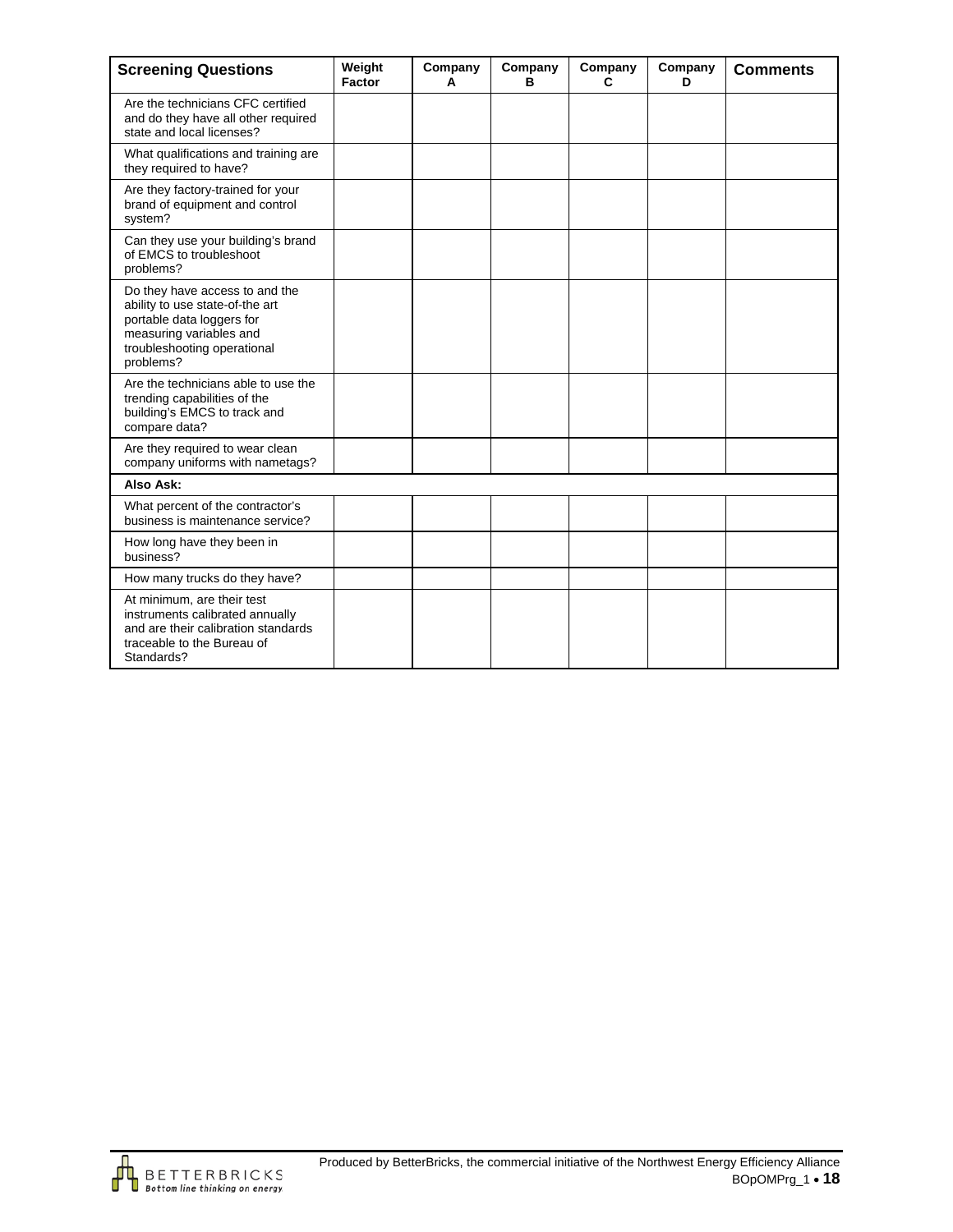| Screening Questions | Weight Factor | Company A | Company B | Company C | Company D | Comments |
|---|---|---|---|---|---|---|
| Are the technicians CFC certified and do they have all other required state and local licenses? | | | | | | |
| What qualifications and training are they required to have? | | | | | | |
| Are they factory-trained for your brand of equipment and control system? | | | | | | |
| Can they use your building's brand of EMCS to troubleshoot problems? | | | | | | |
| Do they have access to and the ability to use state-of-the art portable data loggers for measuring variables and troubleshooting operational problems? | | | | | | |
| Are the technicians able to use the trending capabilities of the building's EMCS to track and compare data? | | | | | | |
| Are they required to wear clean company uniforms with nametags? | | | | | | |
| **Also Ask:** | | | | | | |
| What percent of the contractor's business is maintenance service? | | | | | | |
| How long have they been in business? | | | | | | |
| How many trucks do they have? | | | | | | |
| At minimum, are their test instruments calibrated annually and are their calibration standards traceable to the Bureau of Standards? | | | | | | |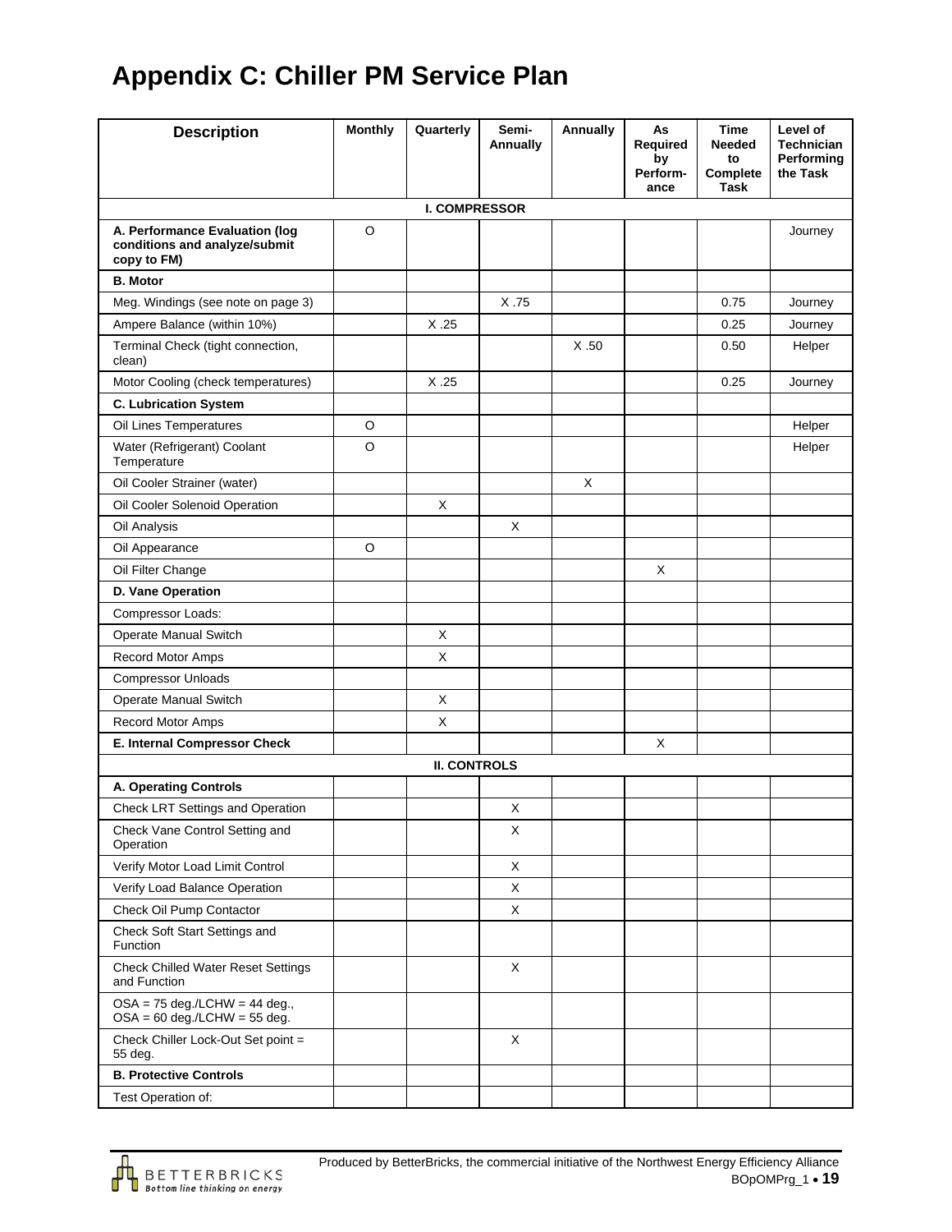# Appendix C: Chiller PM Service Plan

| Description | Monthly | Quarterly | Semi-Annually | Annually | As Required by Performance | Time Needed to Complete Task | Level of Technician Performing the Task |
|---|---|---|---|---|---|---|---|
| **I. COMPRESSOR** | | | | | | | |
| **A. Performance Evaluation (log conditions and analyze/submit copy to FM)** | O | | | | | | Journey |
| **B. Motor** | | | | | | | |
| Meg. Windings (see note on page 3) | | | X .75 | | | 0.75 | Journey |
| Ampere Balance (within 10%) | | X .25 | | | | 0.25 | Journey |
| Terminal Check (tight connection, clean) | | | | X .50 | | 0.50 | Helper |
| Motor Cooling (check temperatures) | | X .25 | | | | 0.25 | Journey |
| **C. Lubrication System** | | | | | | | |
| Oil Lines Temperatures | O | | | | | | Helper |
| Water (Refrigerant) Coolant Temperature | O | | | | | | Helper |
| Oil Cooler Strainer (water) | | | | X | | | |
| Oil Cooler Solenoid Operation | | X | | | | | |
| Oil Analysis | | | X | | | | |
| Oil Appearance | O | | | | | | |
| Oil Filter Change | | | | | X | | |
| **D. Vane Operation** | | | | | | | |
| Compressor Loads: | | | | | | | |
| Operate Manual Switch | | X | | | | | |
| Record Motor Amps | | X | | | | | |
| Compressor Unloads | | | | | | | |
| Operate Manual Switch | | X | | | | | |
| Record Motor Amps | | X | | | | | |
| **E. Internal Compressor Check** | | | | | X | | |
| **II. CONTROLS** | | | | | | | |
| **A. Operating Controls** | | | | | | | |
| Check LRT Settings and Operation | | | X | | | | |
| Check Vane Control Setting and Operation | | | X | | | | |
| Verify Motor Load Limit Control | | | X | | | | |
| Verify Load Balance Operation | | | X | | | | |
| Check Oil Pump Contactor | | | X | | | | |
| Check Soft Start Settings and Function | | | | | | | |
| Check Chilled Water Reset Settings and Function | | | X | | | | |
| OSA = 75 deg./LCHW = 44 deg., OSA = 60 deg./LCHW = 55 deg. | | | | | | | |
| Check Chiller Lock-Out Set point = 55 deg. | | | X | | | | |
| **B. Protective Controls** | | | | | | | |
| Test Operation of: | | | | | | | |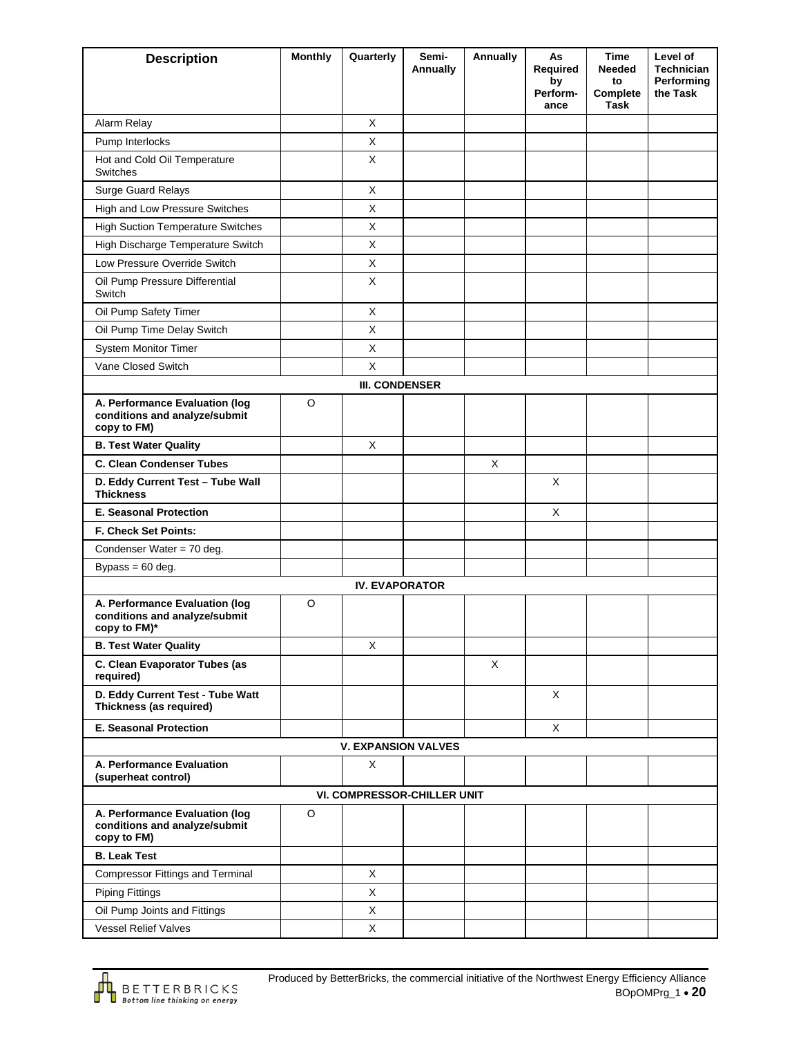| Description | Monthly | Quarterly | Semi-Annually | Annually | As Required by Perform-ance | Time Needed to Complete Task | Level of Technician Performing the Task |
|---|---|---|---|---|---|---|---|
| Alarm Relay | | X | | | | | |
| Pump Interlocks | | X | | | | | |
| Hot and Cold Oil Temperature Switches | | X | | | | | |
| Surge Guard Relays | | X | | | | | |
| High and Low Pressure Switches | | X | | | | | |
| High Suction Temperature Switches | | X | | | | | |
| High Discharge Temperature Switch | | X | | | | | |
| Low Pressure Override Switch | | X | | | | | |
| Oil Pump Pressure Differential Switch | | X | | | | | |
| Oil Pump Safety Timer | | X | | | | | |
| Oil Pump Time Delay Switch | | X | | | | | |
| System Monitor Timer | | X | | | | | |
| Vane Closed Switch | | X | | | | | |
| **III. CONDENSER** | | | | | | | |
| **A. Performance Evaluation (log conditions and analyze/submit copy to FM)** | O | | | | | | |
| **B. Test Water Quality** | | X | | | | | |
| **C. Clean Condenser Tubes** | | | | X | | | |
| **D. Eddy Current Test – Tube Wall Thickness** | | | | | X | | |
| **E. Seasonal Protection** | | | | | X | | |
| **F. Check Set Points:** | | | | | | | |
| Condenser Water = 70 deg. | | | | | | | |
| Bypass = 60 deg. | | | | | | | |
| **IV. EVAPORATOR** | | | | | | | |
| **A. Performance Evaluation (log conditions and analyze/submit copy to FM)*** | O | | | | | | |
| **B. Test Water Quality** | | X | | | | | |
| **C. Clean Evaporator Tubes (as required)** | | | | X | | | |
| **D. Eddy Current Test - Tube Watt Thickness (as required)** | | | | | X | | |
| **E. Seasonal Protection** | | | | | X | | |
| **V. EXPANSION VALVES** | | | | | | | |
| **A. Performance Evaluation (superheat control)** | | X | | | | | |
| **VI. COMPRESSOR-CHILLER UNIT** | | | | | | | |
| **A. Performance Evaluation (log conditions and analyze/submit copy to FM)** | O | | | | | | |
| **B. Leak Test** | | | | | | | |
| Compressor Fittings and Terminal | | X | | | | | |
| Piping Fittings | | X | | | | | |
| Oil Pump Joints and Fittings | | X | | | | | |
| Vessel Relief Valves | | X | | | | | |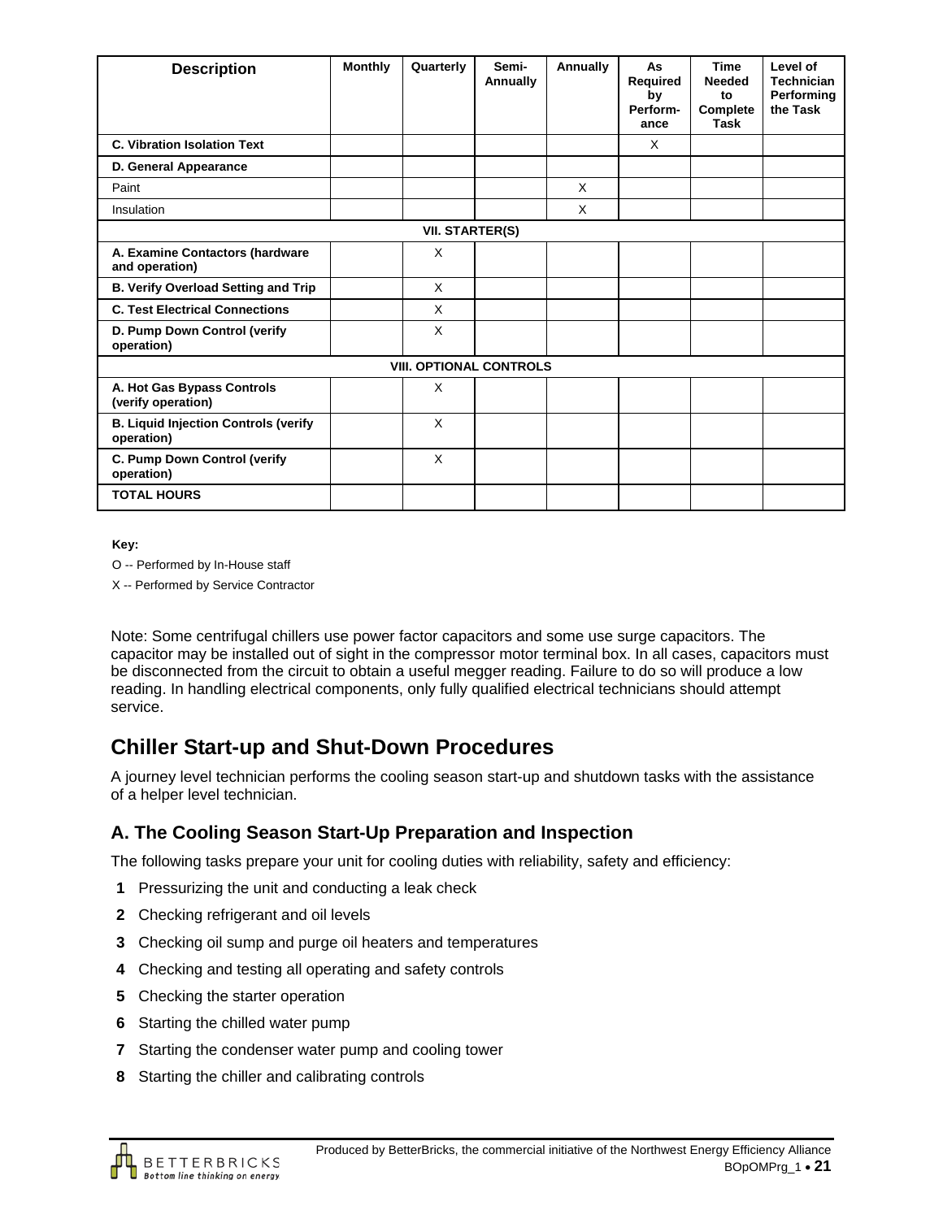| Description | Monthly | Quarterly | Semi-Annually | Annually | As Required by Perform-ance | Time Needed to Complete Task | Level of Technician Performing the Task |
|---|---|---|---|---|---|---|---|
| **C. Vibration Isolation Text** | | | | | X | | |
| **D. General Appearance** | | | | | | | |
| Paint | | | | X | | | |
| Insulation | | | | X | | | |
| **VII. STARTER(S)** | | | | | | | |
| **A. Examine Contactors (hardware and operation)** | | X | | | | | |
| **B. Verify Overload Setting and Trip** | | X | | | | | |
| **C. Test Electrical Connections** | | X | | | | | |
| **D. Pump Down Control (verify operation)** | | X | | | | | |
| **VIII. OPTIONAL CONTROLS** | | | | | | | |
| **A. Hot Gas Bypass Controls (verify operation)** | | X | | | | | |
| **B. Liquid Injection Controls (verify operation)** | | X | | | | | |
| **C. Pump Down Control (verify operation)** | | X | | | | | |
| **TOTAL HOURS** | | | | | | | |

**Key:**

O -- Performed by In-House staff

X -- Performed by Service Contractor

Note: Some centrifugal chillers use power factor capacitors and some use surge capacitors. The capacitor may be installed out of sight in the compressor motor terminal box. In all cases, capacitors must be disconnected from the circuit to obtain a useful megger reading. Failure to do so will produce a low reading. In handling electrical components, only fully qualified electrical technicians should attempt service.

## Chiller Start-up and Shut-Down Procedures

A journey level technician performs the cooling season start-up and shutdown tasks with the assistance of a helper level technician.

### A. The Cooling Season Start-Up Preparation and Inspection

The following tasks prepare your unit for cooling duties with reliability, safety and efficiency:

1. Pressurizing the unit and conducting a leak check
2. Checking refrigerant and oil levels
3. Checking oil sump and purge oil heaters and temperatures
4. Checking and testing all operating and safety controls
5. Checking the starter operation
6. Starting the chilled water pump
7. Starting the condenser water pump and cooling tower
8. Starting the chiller and calibrating controls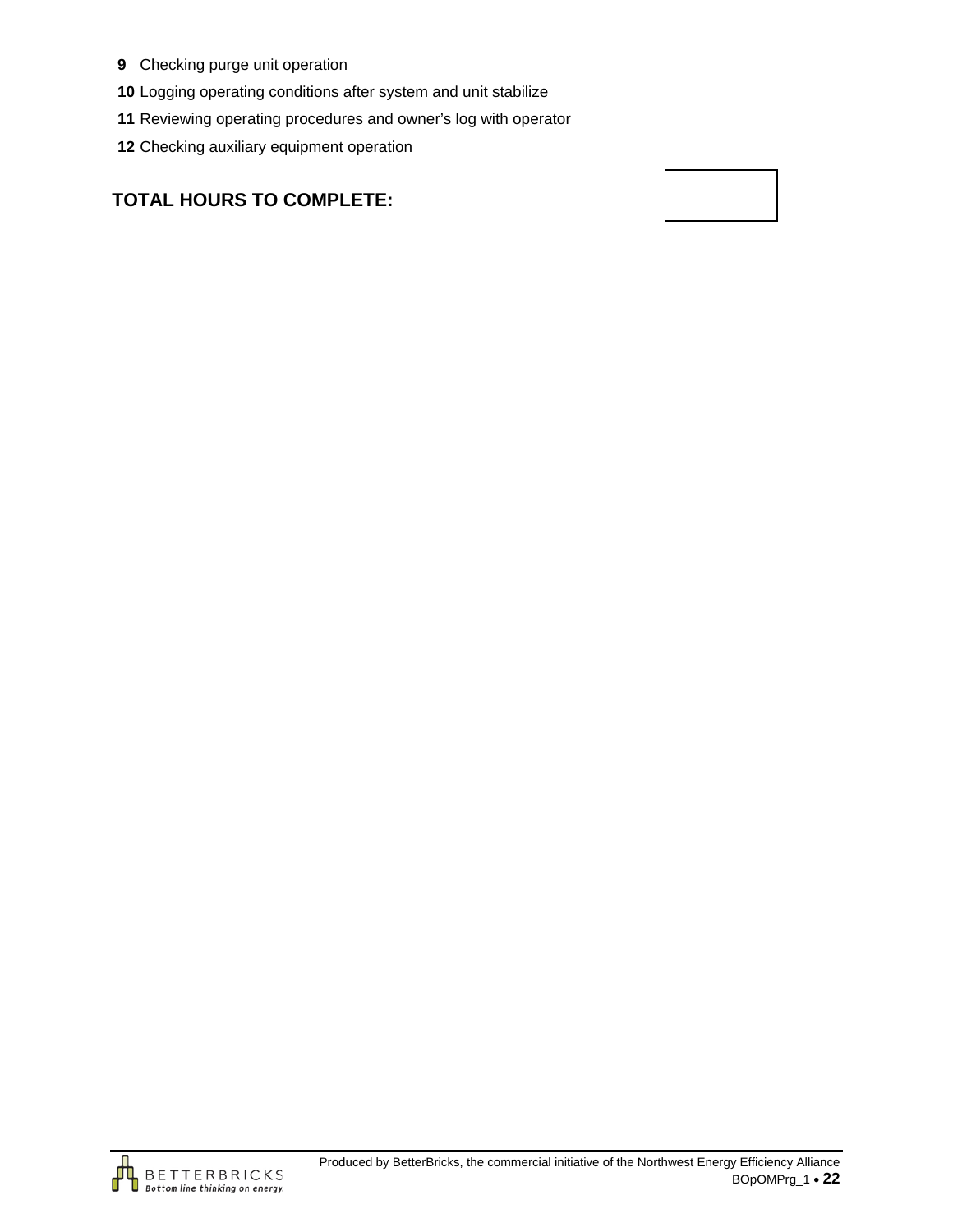**9** Checking purge unit operation

**10** Logging operating conditions after system and unit stabilize

**11** Reviewing operating procedures and owner's log with operator

**12** Checking auxiliary equipment operation

**TOTAL HOURS TO COMPLETE:**

| |
|---|
| |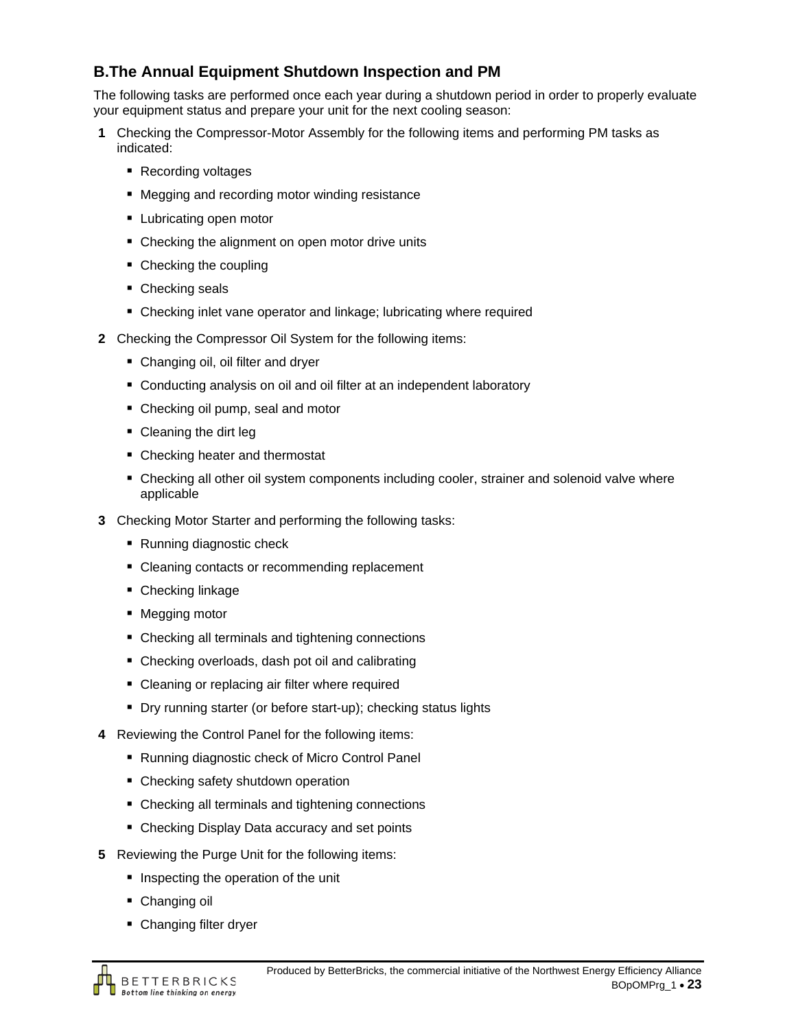## B.The Annual Equipment Shutdown Inspection and PM

The following tasks are performed once each year during a shutdown period in order to properly evaluate your equipment status and prepare your unit for the next cooling season:

1. Checking the Compressor-Motor Assembly for the following items and performing PM tasks as indicated:
   - Recording voltages
   - Megging and recording motor winding resistance
   - Lubricating open motor
   - Checking the alignment on open motor drive units
   - Checking the coupling
   - Checking seals
   - Checking inlet vane operator and linkage; lubricating where required
2. Checking the Compressor Oil System for the following items:
   - Changing oil, oil filter and dryer
   - Conducting analysis on oil and oil filter at an independent laboratory
   - Checking oil pump, seal and motor
   - Cleaning the dirt leg
   - Checking heater and thermostat
   - Checking all other oil system components including cooler, strainer and solenoid valve where applicable
3. Checking Motor Starter and performing the following tasks:
   - Running diagnostic check
   - Cleaning contacts or recommending replacement
   - Checking linkage
   - Megging motor
   - Checking all terminals and tightening connections
   - Checking overloads, dash pot oil and calibrating
   - Cleaning or replacing air filter where required
   - Dry running starter (or before start-up); checking status lights
4. Reviewing the Control Panel for the following items:
   - Running diagnostic check of Micro Control Panel
   - Checking safety shutdown operation
   - Checking all terminals and tightening connections
   - Checking Display Data accuracy and set points
5. Reviewing the Purge Unit for the following items:
   - Inspecting the operation of the unit
   - Changing oil
   - Changing filter dryer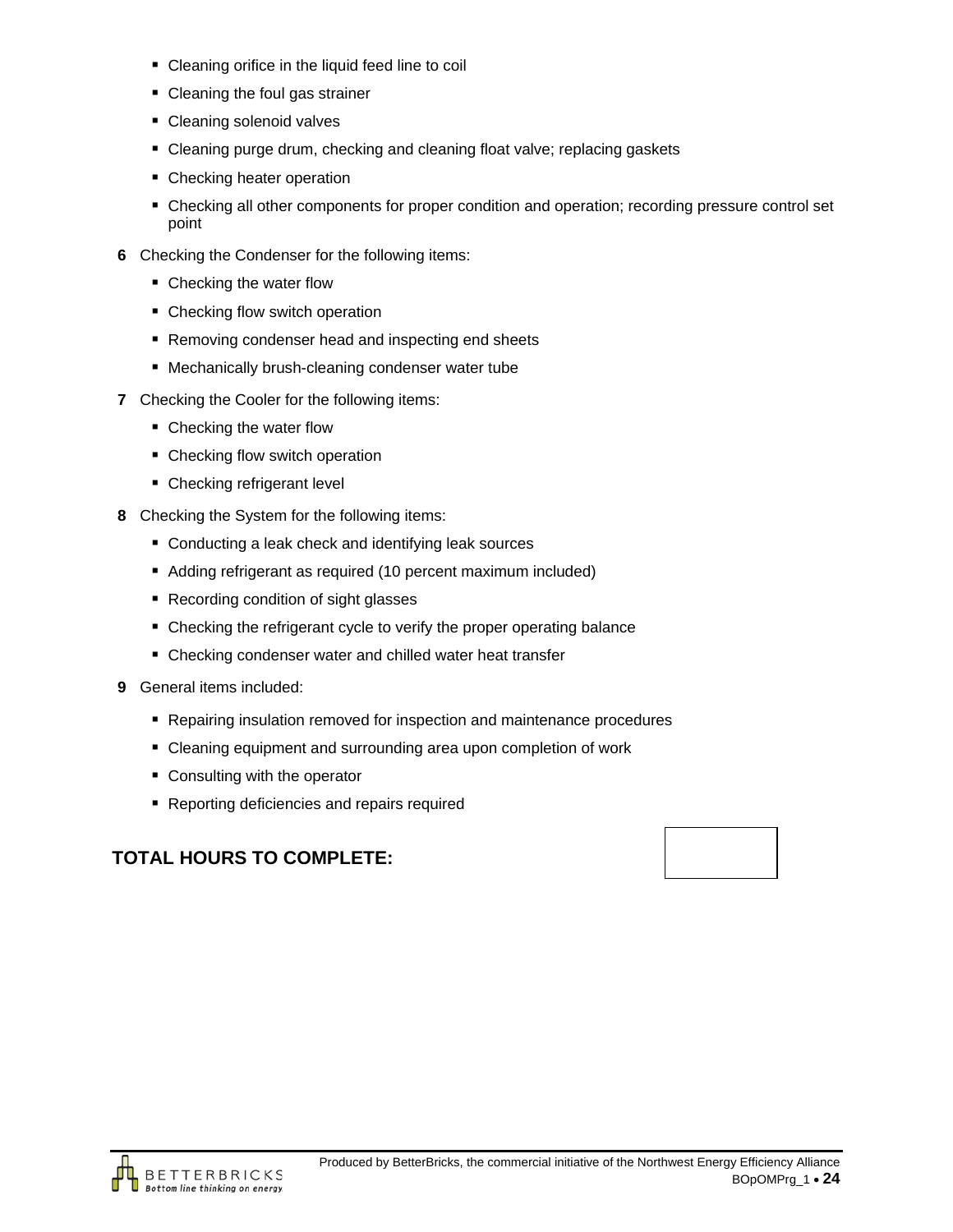- Cleaning orifice in the liquid feed line to coil
- Cleaning the foul gas strainer
- Cleaning solenoid valves
- Cleaning purge drum, checking and cleaning float valve; replacing gaskets
- Checking heater operation
- Checking all other components for proper condition and operation; recording pressure control set point

**6** Checking the Condenser for the following items:

- Checking the water flow
- Checking flow switch operation
- Removing condenser head and inspecting end sheets
- Mechanically brush-cleaning condenser water tube

**7** Checking the Cooler for the following items:

- Checking the water flow
- Checking flow switch operation
- Checking refrigerant level

**8** Checking the System for the following items:

- Conducting a leak check and identifying leak sources
- Adding refrigerant as required (10 percent maximum included)
- Recording condition of sight glasses
- Checking the refrigerant cycle to verify the proper operating balance
- Checking condenser water and chilled water heat transfer

**9** General items included:

- Repairing insulation removed for inspection and maintenance procedures
- Cleaning equipment and surrounding area upon completion of work
- Consulting with the operator
- Reporting deficiencies and repairs required

**TOTAL HOURS TO COMPLETE:**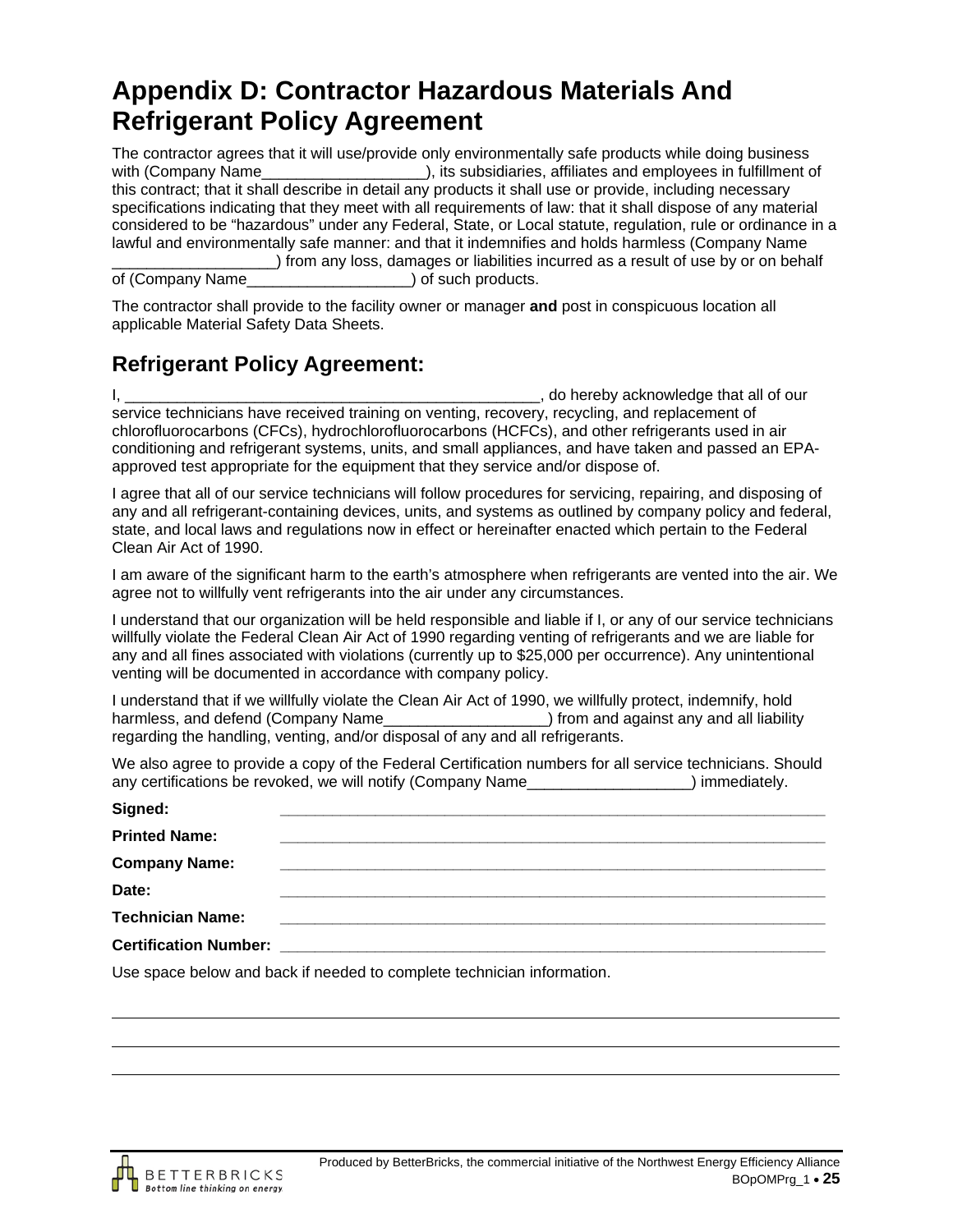# Appendix D: Contractor Hazardous Materials And Refrigerant Policy Agreement

The contractor agrees that it will use/provide only environmentally safe products while doing business with (Company Name___________________), its subsidiaries, affiliates and employees in fulfillment of this contract; that it shall describe in detail any products it shall use or provide, including necessary specifications indicating that they meet with all requirements of law: that it shall dispose of any material considered to be "hazardous" under any Federal, State, or Local statute, regulation, rule or ordinance in a lawful and environmentally safe manner: and that it indemnifies and holds harmless (Company Name ___________________) from any loss, damages or liabilities incurred as a result of use by or on behalf of (Company Name___________________) of such products.

The contractor shall provide to the facility owner or manager **and** post in conspicuous location all applicable Material Safety Data Sheets.

## Refrigerant Policy Agreement:

I, _______________________________________________, do hereby acknowledge that all of our service technicians have received training on venting, recovery, recycling, and replacement of chlorofluorocarbons (CFCs), hydrochlorofluorocarbons (HCFCs), and other refrigerants used in air conditioning and refrigerant systems, units, and small appliances, and have taken and passed an EPA-approved test appropriate for the equipment that they service and/or dispose of.

I agree that all of our service technicians will follow procedures for servicing, repairing, and disposing of any and all refrigerant-containing devices, units, and systems as outlined by company policy and federal, state, and local laws and regulations now in effect or hereinafter enacted which pertain to the Federal Clean Air Act of 1990.

I am aware of the significant harm to the earth's atmosphere when refrigerants are vented into the air. We agree not to willfully vent refrigerants into the air under any circumstances.

I understand that our organization will be held responsible and liable if I, or any of our service technicians willfully violate the Federal Clean Air Act of 1990 regarding venting of refrigerants and we are liable for any and all fines associated with violations (currently up to $25,000 per occurrence). Any unintentional venting will be documented in accordance with company policy.

I understand that if we willfully violate the Clean Air Act of 1990, we willfully protect, indemnify, hold harmless, and defend (Company Name___________________) from and against any and all liability regarding the handling, venting, and/or disposal of any and all refrigerants.

We also agree to provide a copy of the Federal Certification numbers for all service technicians. Should any certifications be revoked, we will notify (Company Name___________________) immediately.

**Signed:** _______________________________________________

**Printed Name:** _______________________________________________

**Company Name:** _______________________________________________

**Date:** _______________________________________________

**Technician Name:** _______________________________________________

**Certification Number:** _______________________________________________

Use space below and back if needed to complete technician information.

_______________________________________________

_______________________________________________

_______________________________________________

Produced by BetterBricks, the commercial initiative of the Northwest Energy Efficiency Alliance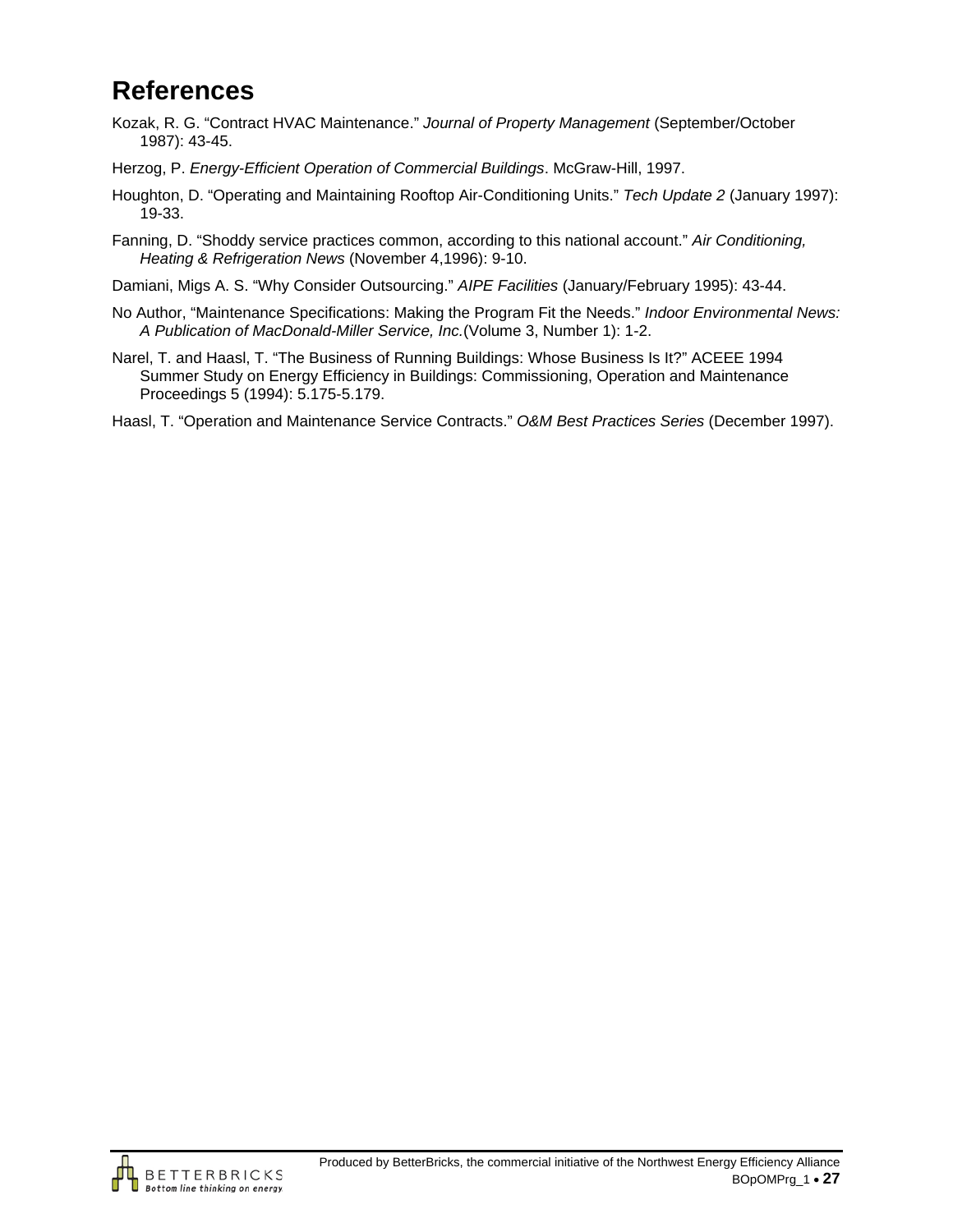# References

Kozak, R. G. "Contract HVAC Maintenance." *Journal of Property Management* (September/October 1987): 43-45.

Herzog, P. *Energy-Efficient Operation of Commercial Buildings*. McGraw-Hill, 1997.

Houghton, D. "Operating and Maintaining Rooftop Air-Conditioning Units." *Tech Update 2* (January 1997): 19-33.

Fanning, D. "Shoddy service practices common, according to this national account." *Air Conditioning, Heating & Refrigeration News* (November 4,1996): 9-10.

Damiani, Migs A. S. "Why Consider Outsourcing." *AIPE Facilities* (January/February 1995): 43-44.

No Author, "Maintenance Specifications: Making the Program Fit the Needs." *Indoor Environmental News: A Publication of MacDonald-Miller Service, Inc.*(Volume 3, Number 1): 1-2.

Narel, T. and Haasl, T. "The Business of Running Buildings: Whose Business Is It?" ACEEE 1994 Summer Study on Energy Efficiency in Buildings: Commissioning, Operation and Maintenance Proceedings 5 (1994): 5.175-5.179.

Haasl, T. "Operation and Maintenance Service Contracts." *O&M Best Practices Series* (December 1997).